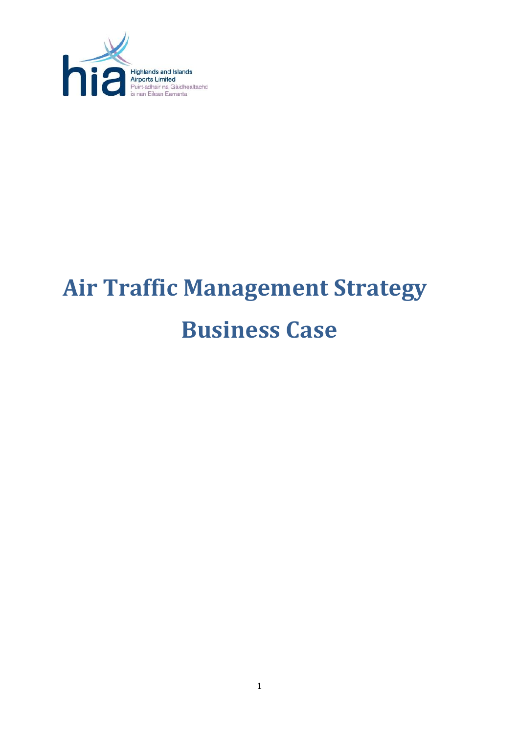Highlands and Islands Airports Limited
Puirt-adhair na Gàidhealtachd is nan Eilean Earranta

# Air Traffic Management Strategy

# Business Case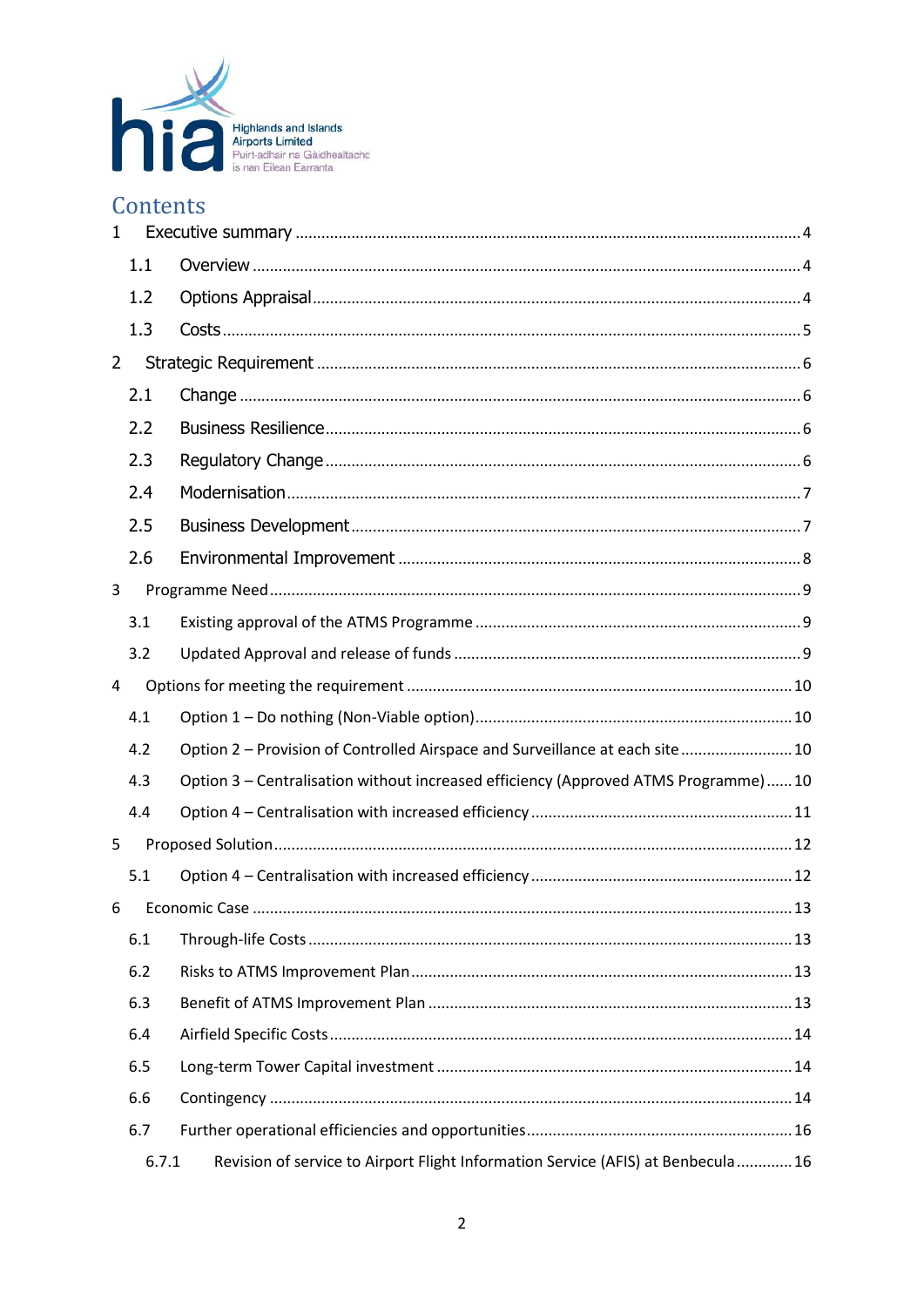Highlands and Islands Airports Limited
Puirt-adhair na Gàidhealtachd is nan Eilean Earranta

# Contents

1 Executive summary ..... 4
 1.1 Overview ..... 4
 1.2 Options Appraisal ..... 4
 1.3 Costs ..... 5
2 Strategic Requirement ..... 6
 2.1 Change ..... 6
 2.2 Business Resilience ..... 6
 2.3 Regulatory Change ..... 6
 2.4 Modernisation ..... 7
 2.5 Business Development ..... 7
 2.6 Environmental Improvement ..... 8
3 Programme Need ..... 9
 3.1 Existing approval of the ATMS Programme ..... 9
 3.2 Updated Approval and release of funds ..... 9
4 Options for meeting the requirement ..... 10
 4.1 Option 1 – Do nothing (Non-Viable option) ..... 10
 4.2 Option 2 – Provision of Controlled Airspace and Surveillance at each site ..... 10
 4.3 Option 3 – Centralisation without increased efficiency (Approved ATMS Programme) ..... 10
 4.4 Option 4 – Centralisation with increased efficiency ..... 11
5 Proposed Solution ..... 12
 5.1 Option 4 – Centralisation with increased efficiency ..... 12
6 Economic Case ..... 13
 6.1 Through-life Costs ..... 13
 6.2 Risks to ATMS Improvement Plan ..... 13
 6.3 Benefit of ATMS Improvement Plan ..... 13
 6.4 Airfield Specific Costs ..... 14
 6.5 Long-term Tower Capital investment ..... 14
 6.6 Contingency ..... 14
 6.7 Further operational efficiencies and opportunities ..... 16
  6.7.1 Revision of service to Airport Flight Information Service (AFIS) at Benbecula ..... 16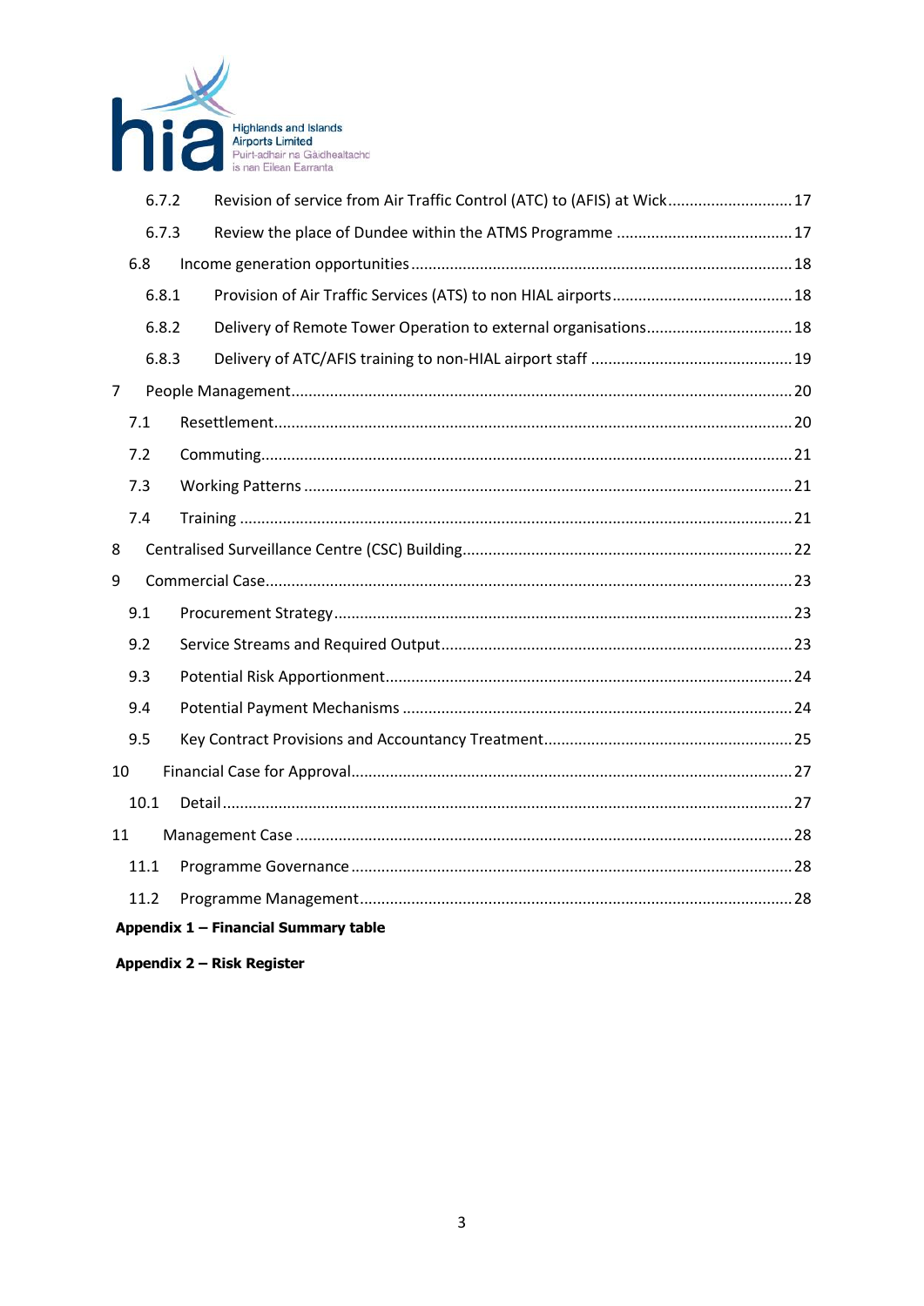6.7.2 Revision of service from Air Traffic Control (ATC) to (AFIS) at Wick ............................ 17

6.7.3 Review the place of Dundee within the ATMS Programme ......................................... 17

6.8 Income generation opportunities ........................................................................................ 18

6.8.1 Provision of Air Traffic Services (ATS) to non HIAL airports .......................................... 18

6.8.2 Delivery of Remote Tower Operation to external organisations .................................. 18

6.8.3 Delivery of ATC/AFIS training to non-HIAL airport staff ............................................... 19

7 People Management ................................................................................................................... 20

7.1 Resettlement ........................................................................................................................ 20

7.2 Commuting ........................................................................................................................... 21

7.3 Working Patterns ................................................................................................................. 21

7.4 Training ................................................................................................................................ 21

8 Centralised Surveillance Centre (CSC) Building ........................................................................... 22

9 Commercial Case ......................................................................................................................... 23

9.1 Procurement Strategy .......................................................................................................... 23

9.2 Service Streams and Required Output ................................................................................. 23

9.3 Potential Risk Apportionment .............................................................................................. 24

9.4 Potential Payment Mechanisms .......................................................................................... 24

9.5 Key Contract Provisions and Accountancy Treatment .......................................................... 25

10 Financial Case for Approval ....................................................................................................... 27

10.1 Detail .................................................................................................................................. 27

11 Management Case .................................................................................................................... 28

11.1 Programme Governance ..................................................................................................... 28

11.2 Programme Management .................................................................................................... 28

**Appendix 1 – Financial Summary table**

**Appendix 2 – Risk Register**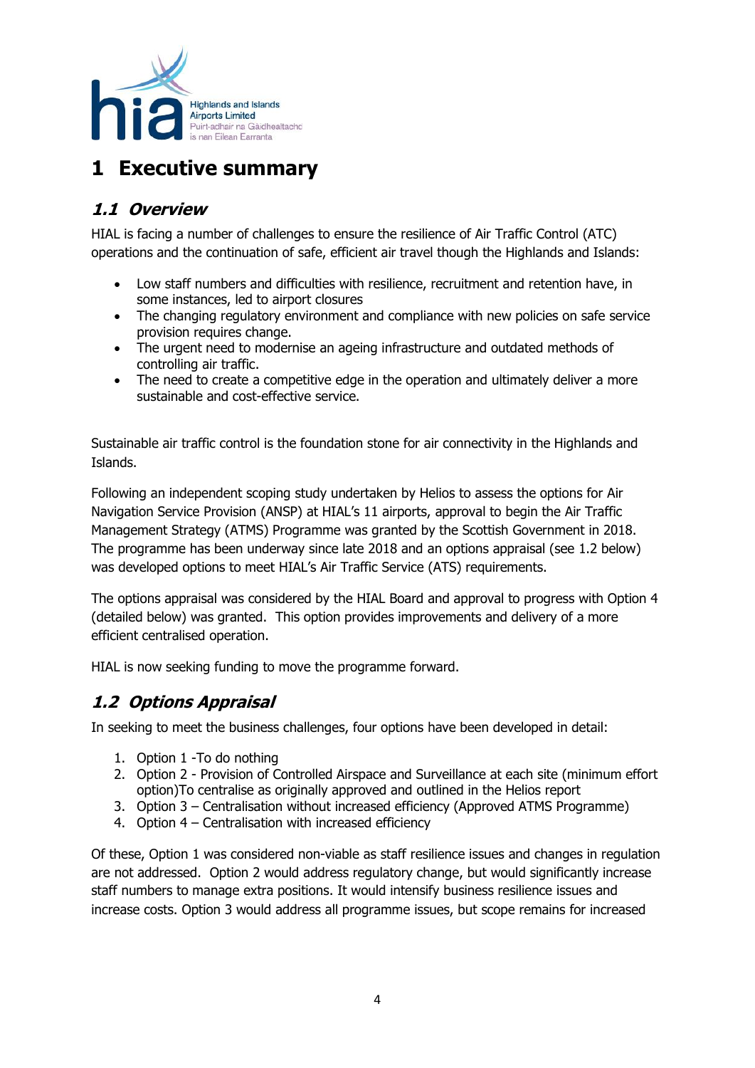# 1 Executive summary

## *1.1 Overview*

HIAL is facing a number of challenges to ensure the resilience of Air Traffic Control (ATC) operations and the continuation of safe, efficient air travel though the Highlands and Islands:

- Low staff numbers and difficulties with resilience, recruitment and retention have, in some instances, led to airport closures
- The changing regulatory environment and compliance with new policies on safe service provision requires change.
- The urgent need to modernise an ageing infrastructure and outdated methods of controlling air traffic.
- The need to create a competitive edge in the operation and ultimately deliver a more sustainable and cost-effective service.

Sustainable air traffic control is the foundation stone for air connectivity in the Highlands and Islands.

Following an independent scoping study undertaken by Helios to assess the options for Air Navigation Service Provision (ANSP) at HIAL's 11 airports, approval to begin the Air Traffic Management Strategy (ATMS) Programme was granted by the Scottish Government in 2018. The programme has been underway since late 2018 and an options appraisal (see 1.2 below) was developed options to meet HIAL's Air Traffic Service (ATS) requirements.

The options appraisal was considered by the HIAL Board and approval to progress with Option 4 (detailed below) was granted. This option provides improvements and delivery of a more efficient centralised operation.

HIAL is now seeking funding to move the programme forward.

## *1.2 Options Appraisal*

In seeking to meet the business challenges, four options have been developed in detail:

1. Option 1 -To do nothing
2. Option 2 - Provision of Controlled Airspace and Surveillance at each site (minimum effort option)To centralise as originally approved and outlined in the Helios report
3. Option 3 – Centralisation without increased efficiency (Approved ATMS Programme)
4. Option 4 – Centralisation with increased efficiency

Of these, Option 1 was considered non-viable as staff resilience issues and changes in regulation are not addressed. Option 2 would address regulatory change, but would significantly increase staff numbers to manage extra positions. It would intensify business resilience issues and increase costs. Option 3 would address all programme issues, but scope remains for increased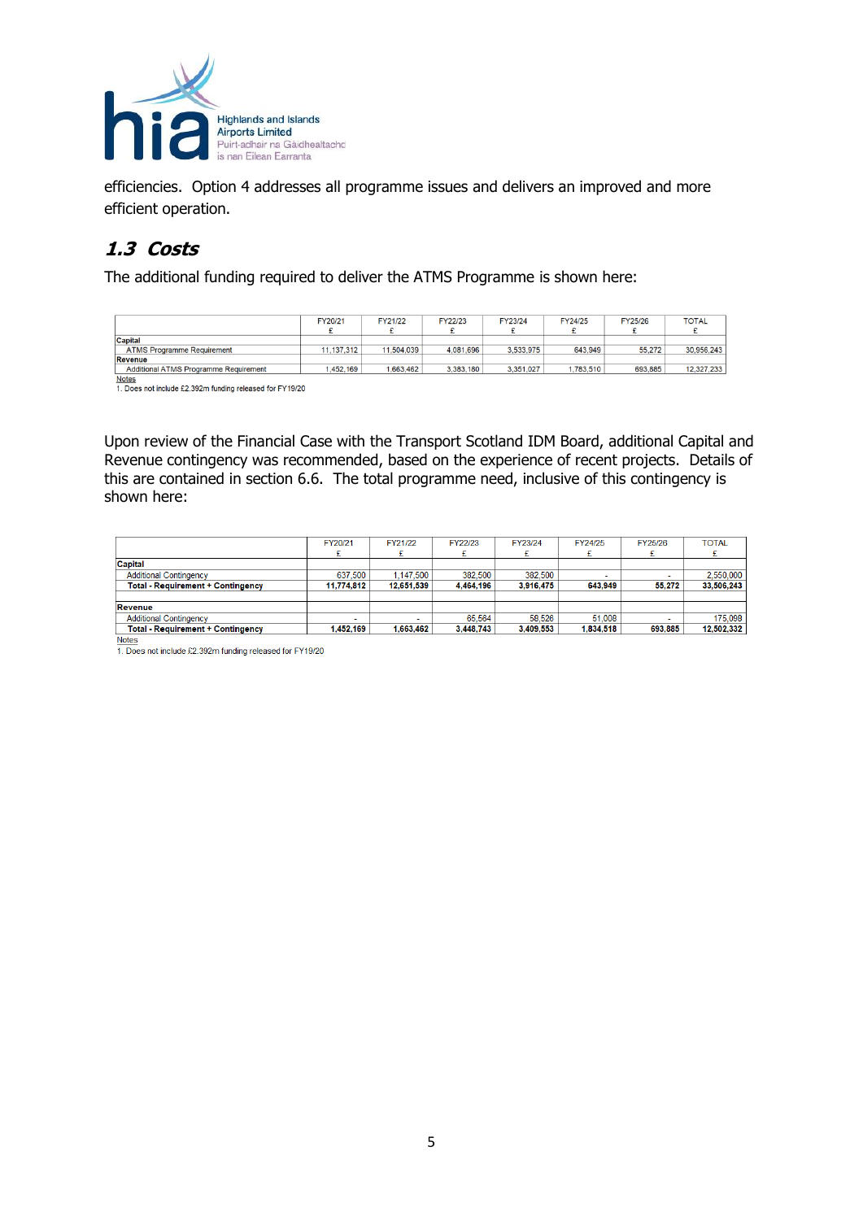efficiencies. Option 4 addresses all programme issues and delivers an improved and more efficient operation.

## *1.3 Costs*

The additional funding required to deliver the ATMS Programme is shown here:

| | FY20/21<br>£ | FY21/22<br>£ | FY22/23<br>£ | FY23/24<br>£ | FY24/25<br>£ | FY25/26<br>£ | TOTAL<br>£ |
|---|---|---|---|---|---|---|---|
| **Capital** | | | | | | | |
| ATMS Programme Requirement | 11,137,312 | 11,504,039 | 4,081,696 | 3,533,975 | 643,949 | 55,272 | 30,956,243 |
| **Revenue** | | | | | | | |
| Additional ATMS Programme Requirement | 1,452,169 | 1,663,462 | 3,383,180 | 3,351,027 | 1,783,510 | 693,885 | 12,327,233 |

Notes
1. Does not include £2.392m funding released for FY19/20

Upon review of the Financial Case with the Transport Scotland IDM Board, additional Capital and Revenue contingency was recommended, based on the experience of recent projects. Details of this are contained in section 6.6. The total programme need, inclusive of this contingency is shown here:

| | FY20/21<br>£ | FY21/22<br>£ | FY22/23<br>£ | FY23/24<br>£ | FY24/25<br>£ | FY25/26<br>£ | TOTAL<br>£ |
|---|---|---|---|---|---|---|---|
| **Capital** | | | | | | | |
| Additional Contingency | 637,500 | 1,147,500 | 382,500 | 382,500 | - | - | 2,550,000 |
| **Total - Requirement + Contingency** | **11,774,812** | **12,651,539** | **4,464,196** | **3,916,475** | **643,949** | **55,272** | **33,506,243** |
| | | | | | | | |
| **Revenue** | | | | | | | |
| Additional Contingency | - | - | 65,564 | 58,526 | 51,008 | - | 175,098 |
| **Total - Requirement + Contingency** | **1,452,169** | **1,663,462** | **3,448,743** | **3,409,553** | **1,834,518** | **693,885** | **12,502,332** |

Notes
1. Does not include £2.392m funding released for FY19/20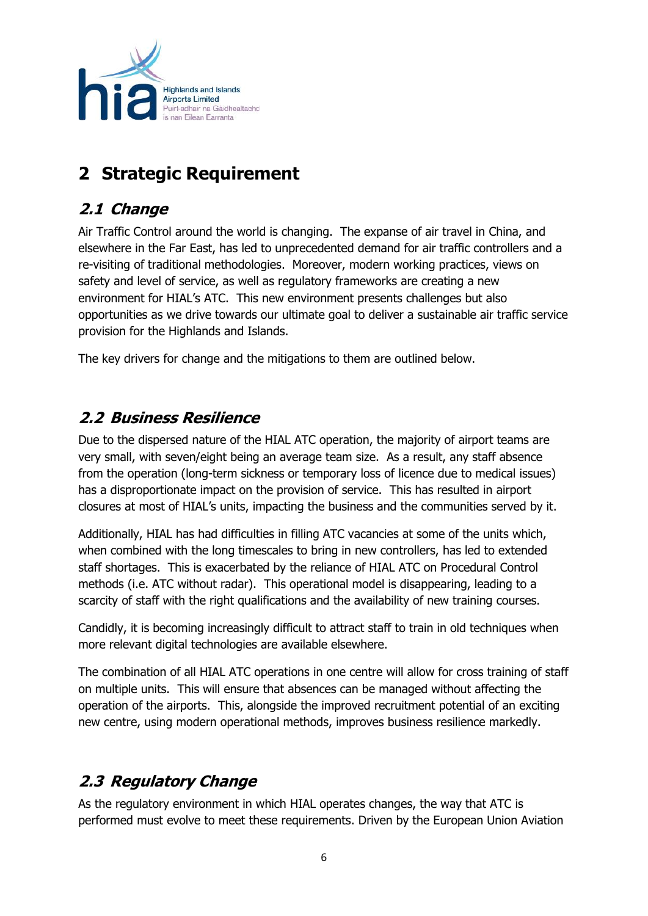# 2 Strategic Requirement

## *2.1 Change*

Air Traffic Control around the world is changing. The expanse of air travel in China, and elsewhere in the Far East, has led to unprecedented demand for air traffic controllers and a re-visiting of traditional methodologies. Moreover, modern working practices, views on safety and level of service, as well as regulatory frameworks are creating a new environment for HIAL's ATC. This new environment presents challenges but also opportunities as we drive towards our ultimate goal to deliver a sustainable air traffic service provision for the Highlands and Islands.

The key drivers for change and the mitigations to them are outlined below.

## *2.2 Business Resilience*

Due to the dispersed nature of the HIAL ATC operation, the majority of airport teams are very small, with seven/eight being an average team size. As a result, any staff absence from the operation (long-term sickness or temporary loss of licence due to medical issues) has a disproportionate impact on the provision of service. This has resulted in airport closures at most of HIAL's units, impacting the business and the communities served by it.

Additionally, HIAL has had difficulties in filling ATC vacancies at some of the units which, when combined with the long timescales to bring in new controllers, has led to extended staff shortages. This is exacerbated by the reliance of HIAL ATC on Procedural Control methods (i.e. ATC without radar). This operational model is disappearing, leading to a scarcity of staff with the right qualifications and the availability of new training courses.

Candidly, it is becoming increasingly difficult to attract staff to train in old techniques when more relevant digital technologies are available elsewhere.

The combination of all HIAL ATC operations in one centre will allow for cross training of staff on multiple units. This will ensure that absences can be managed without affecting the operation of the airports. This, alongside the improved recruitment potential of an exciting new centre, using modern operational methods, improves business resilience markedly.

## *2.3 Regulatory Change*

As the regulatory environment in which HIAL operates changes, the way that ATC is performed must evolve to meet these requirements. Driven by the European Union Aviation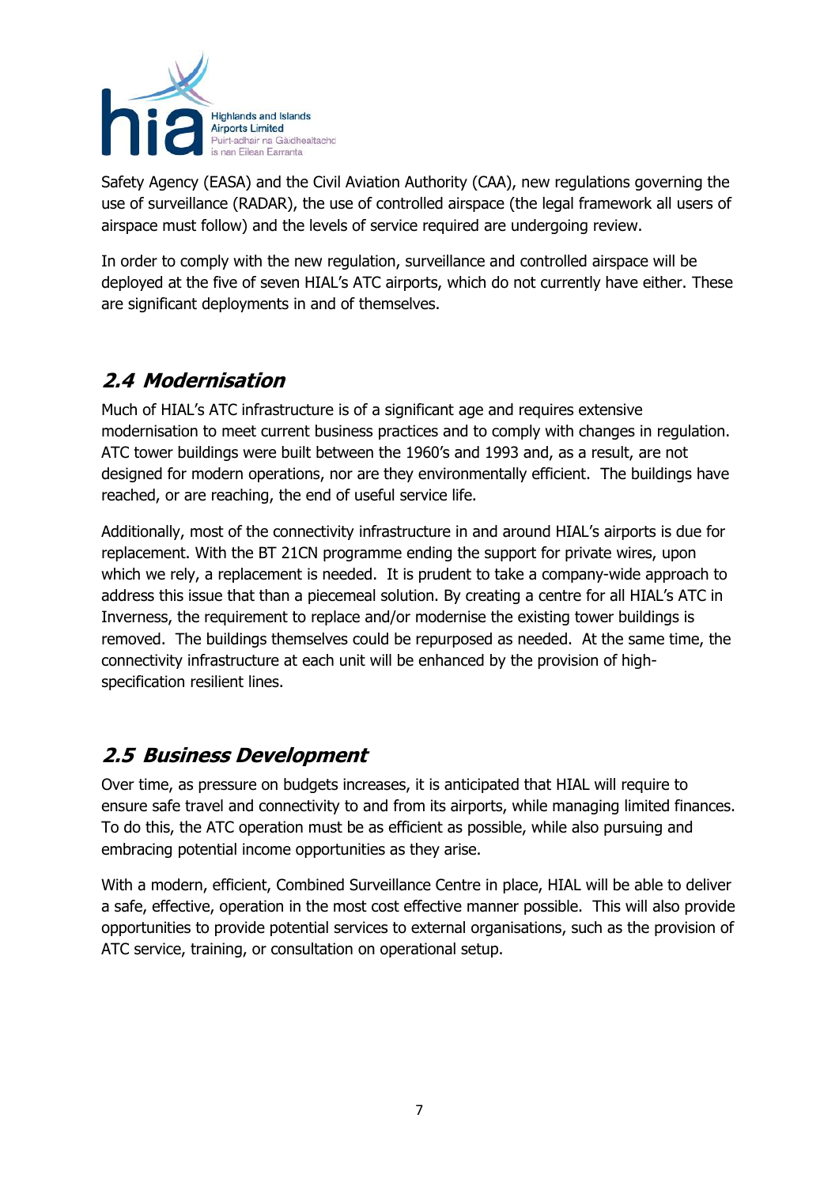Safety Agency (EASA) and the Civil Aviation Authority (CAA), new regulations governing the use of surveillance (RADAR), the use of controlled airspace (the legal framework all users of airspace must follow) and the levels of service required are undergoing review.

In order to comply with the new regulation, surveillance and controlled airspace will be deployed at the five of seven HIAL's ATC airports, which do not currently have either. These are significant deployments in and of themselves.

## *2.4 Modernisation*

Much of HIAL's ATC infrastructure is of a significant age and requires extensive modernisation to meet current business practices and to comply with changes in regulation. ATC tower buildings were built between the 1960's and 1993 and, as a result, are not designed for modern operations, nor are they environmentally efficient. The buildings have reached, or are reaching, the end of useful service life.

Additionally, most of the connectivity infrastructure in and around HIAL's airports is due for replacement. With the BT 21CN programme ending the support for private wires, upon which we rely, a replacement is needed. It is prudent to take a company-wide approach to address this issue that than a piecemeal solution. By creating a centre for all HIAL's ATC in Inverness, the requirement to replace and/or modernise the existing tower buildings is removed. The buildings themselves could be repurposed as needed. At the same time, the connectivity infrastructure at each unit will be enhanced by the provision of high-specification resilient lines.

## *2.5 Business Development*

Over time, as pressure on budgets increases, it is anticipated that HIAL will require to ensure safe travel and connectivity to and from its airports, while managing limited finances. To do this, the ATC operation must be as efficient as possible, while also pursuing and embracing potential income opportunities as they arise.

With a modern, efficient, Combined Surveillance Centre in place, HIAL will be able to deliver a safe, effective, operation in the most cost effective manner possible. This will also provide opportunities to provide potential services to external organisations, such as the provision of ATC service, training, or consultation on operational setup.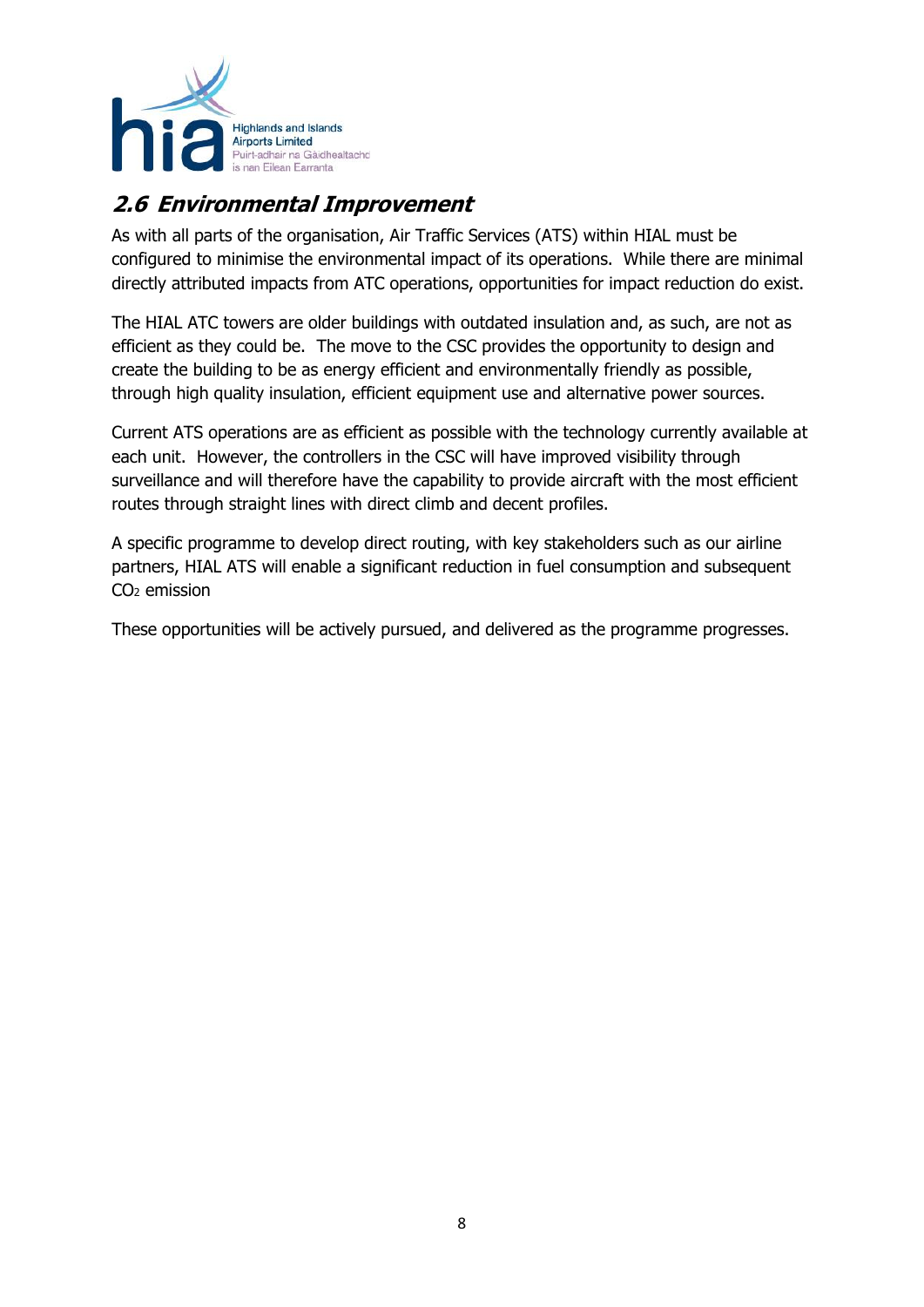## *2.6 Environmental Improvement*

As with all parts of the organisation, Air Traffic Services (ATS) within HIAL must be configured to minimise the environmental impact of its operations. While there are minimal directly attributed impacts from ATC operations, opportunities for impact reduction do exist.

The HIAL ATC towers are older buildings with outdated insulation and, as such, are not as efficient as they could be. The move to the CSC provides the opportunity to design and create the building to be as energy efficient and environmentally friendly as possible, through high quality insulation, efficient equipment use and alternative power sources.

Current ATS operations are as efficient as possible with the technology currently available at each unit. However, the controllers in the CSC will have improved visibility through surveillance and will therefore have the capability to provide aircraft with the most efficient routes through straight lines with direct climb and decent profiles.

A specific programme to develop direct routing, with key stakeholders such as our airline partners, HIAL ATS will enable a significant reduction in fuel consumption and subsequent $CO_2$ emission

These opportunities will be actively pursued, and delivered as the programme progresses.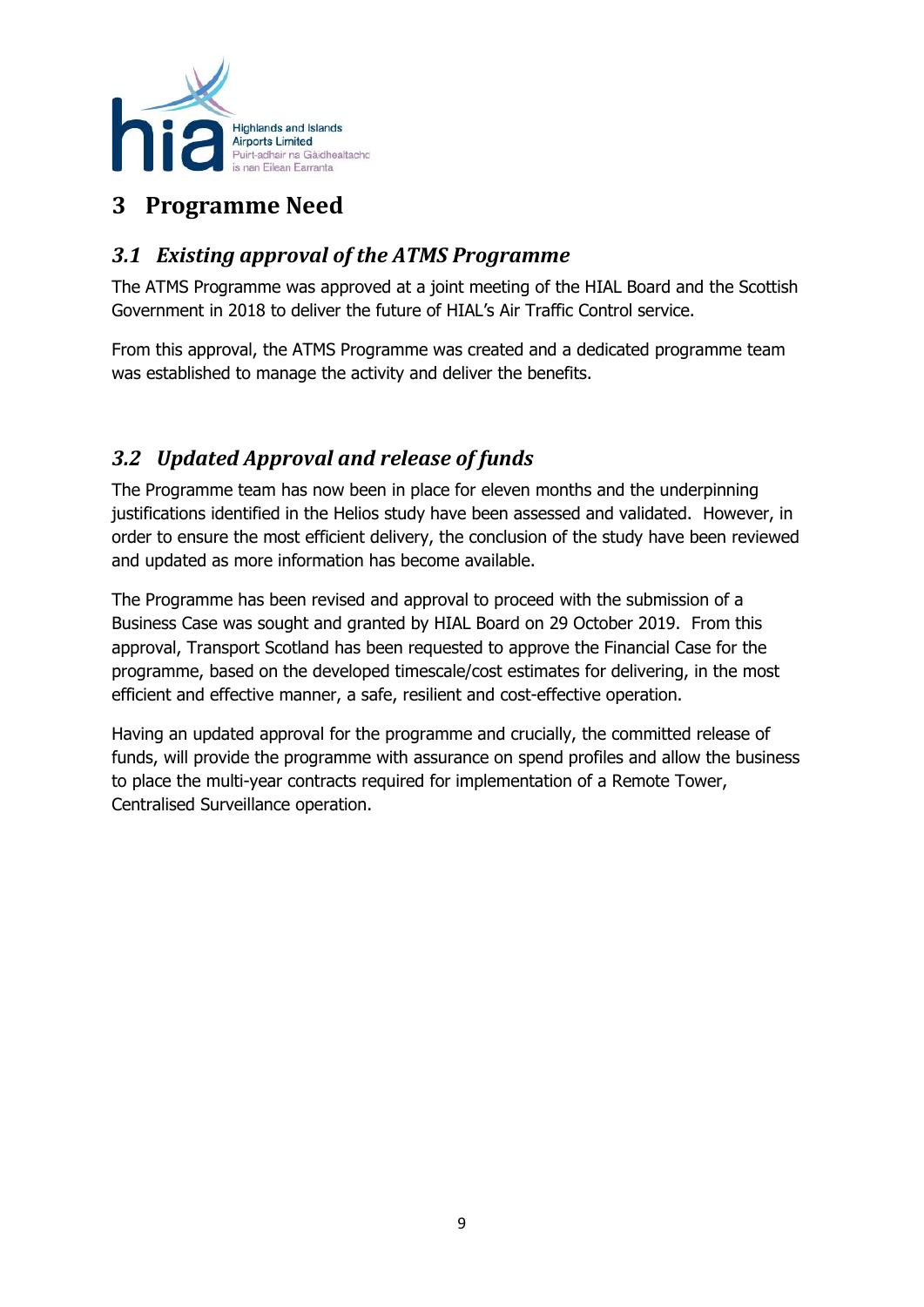# 3 Programme Need

## 3.1 Existing approval of the ATMS Programme

The ATMS Programme was approved at a joint meeting of the HIAL Board and the Scottish Government in 2018 to deliver the future of HIAL's Air Traffic Control service.

From this approval, the ATMS Programme was created and a dedicated programme team was established to manage the activity and deliver the benefits.

## 3.2 Updated Approval and release of funds

The Programme team has now been in place for eleven months and the underpinning justifications identified in the Helios study have been assessed and validated. However, in order to ensure the most efficient delivery, the conclusion of the study have been reviewed and updated as more information has become available.

The Programme has been revised and approval to proceed with the submission of a Business Case was sought and granted by HIAL Board on 29 October 2019. From this approval, Transport Scotland has been requested to approve the Financial Case for the programme, based on the developed timescale/cost estimates for delivering, in the most efficient and effective manner, a safe, resilient and cost-effective operation.

Having an updated approval for the programme and crucially, the committed release of funds, will provide the programme with assurance on spend profiles and allow the business to place the multi-year contracts required for implementation of a Remote Tower, Centralised Surveillance operation.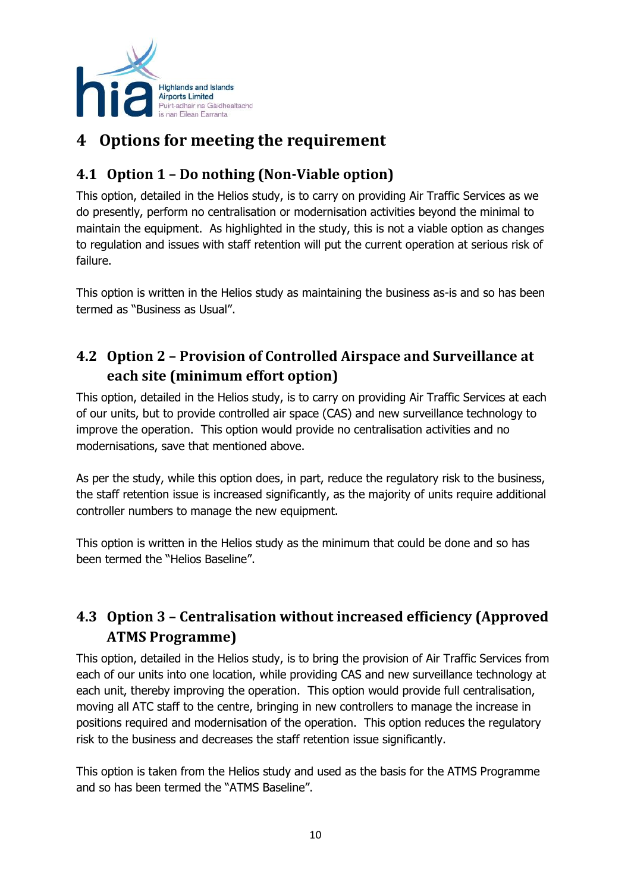# 4 Options for meeting the requirement

## 4.1 Option 1 – Do nothing (Non-Viable option)

This option, detailed in the Helios study, is to carry on providing Air Traffic Services as we do presently, perform no centralisation or modernisation activities beyond the minimal to maintain the equipment. As highlighted in the study, this is not a viable option as changes to regulation and issues with staff retention will put the current operation at serious risk of failure.

This option is written in the Helios study as maintaining the business as-is and so has been termed as "Business as Usual".

## 4.2 Option 2 – Provision of Controlled Airspace and Surveillance at each site (minimum effort option)

This option, detailed in the Helios study, is to carry on providing Air Traffic Services at each of our units, but to provide controlled air space (CAS) and new surveillance technology to improve the operation. This option would provide no centralisation activities and no modernisations, save that mentioned above.

As per the study, while this option does, in part, reduce the regulatory risk to the business, the staff retention issue is increased significantly, as the majority of units require additional controller numbers to manage the new equipment.

This option is written in the Helios study as the minimum that could be done and so has been termed the "Helios Baseline".

## 4.3 Option 3 – Centralisation without increased efficiency (Approved ATMS Programme)

This option, detailed in the Helios study, is to bring the provision of Air Traffic Services from each of our units into one location, while providing CAS and new surveillance technology at each unit, thereby improving the operation. This option would provide full centralisation, moving all ATC staff to the centre, bringing in new controllers to manage the increase in positions required and modernisation of the operation. This option reduces the regulatory risk to the business and decreases the staff retention issue significantly.

This option is taken from the Helios study and used as the basis for the ATMS Programme and so has been termed the "ATMS Baseline".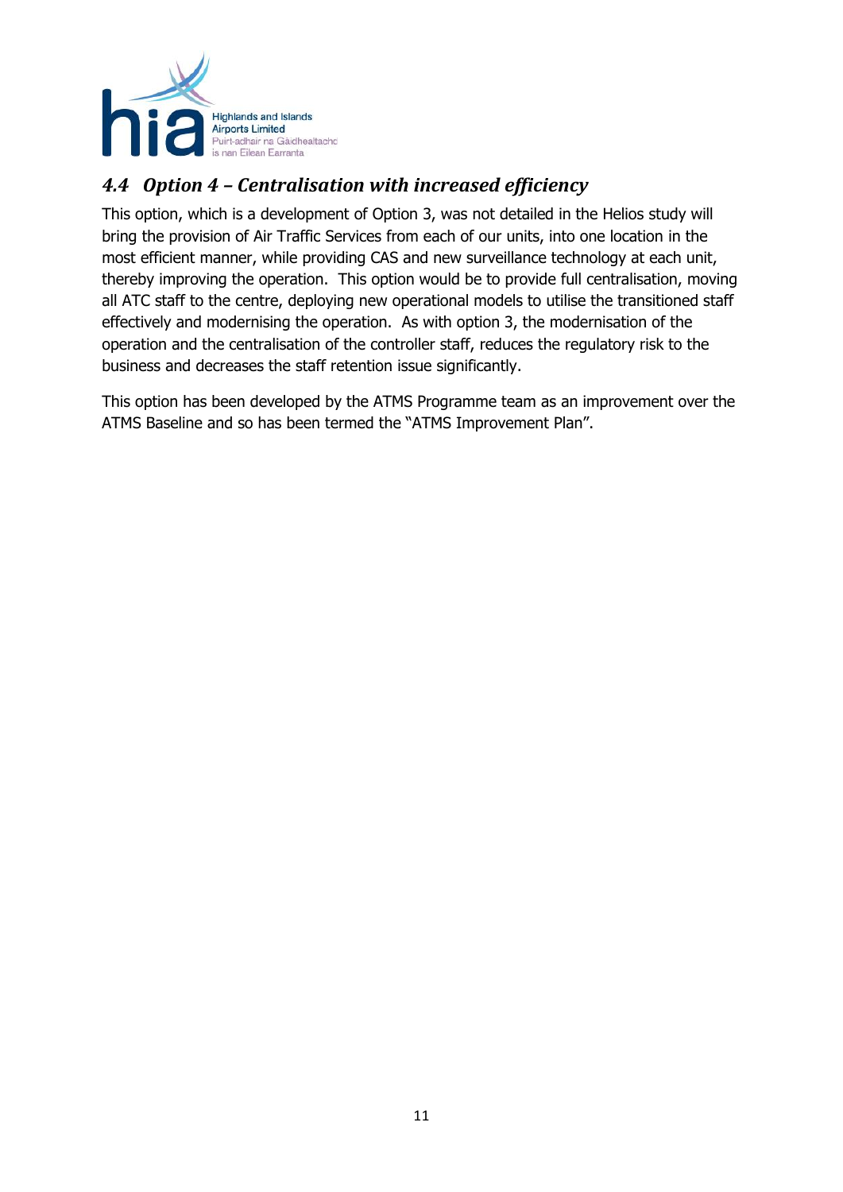## *4.4 Option 4 – Centralisation with increased efficiency*

This option, which is a development of Option 3, was not detailed in the Helios study will bring the provision of Air Traffic Services from each of our units, into one location in the most efficient manner, while providing CAS and new surveillance technology at each unit, thereby improving the operation. This option would be to provide full centralisation, moving all ATC staff to the centre, deploying new operational models to utilise the transitioned staff effectively and modernising the operation. As with option 3, the modernisation of the operation and the centralisation of the controller staff, reduces the regulatory risk to the business and decreases the staff retention issue significantly.

This option has been developed by the ATMS Programme team as an improvement over the ATMS Baseline and so has been termed the "ATMS Improvement Plan".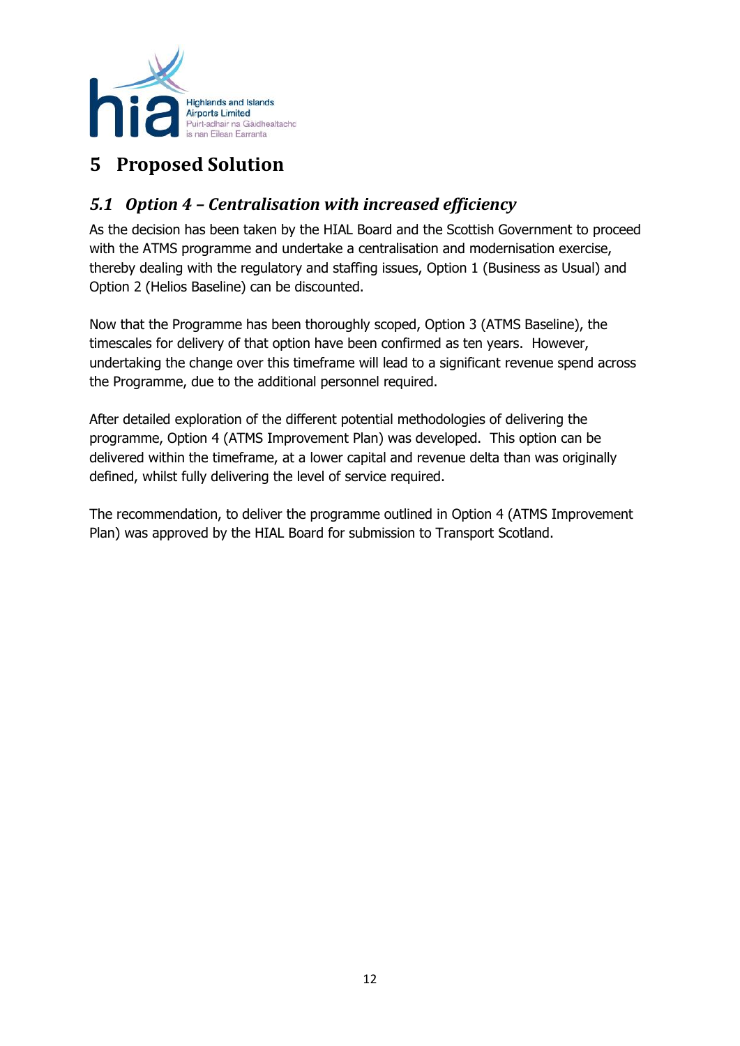# 5 Proposed Solution

## *5.1 Option 4 – Centralisation with increased efficiency*

As the decision has been taken by the HIAL Board and the Scottish Government to proceed with the ATMS programme and undertake a centralisation and modernisation exercise, thereby dealing with the regulatory and staffing issues, Option 1 (Business as Usual) and Option 2 (Helios Baseline) can be discounted.

Now that the Programme has been thoroughly scoped, Option 3 (ATMS Baseline), the timescales for delivery of that option have been confirmed as ten years. However, undertaking the change over this timeframe will lead to a significant revenue spend across the Programme, due to the additional personnel required.

After detailed exploration of the different potential methodologies of delivering the programme, Option 4 (ATMS Improvement Plan) was developed. This option can be delivered within the timeframe, at a lower capital and revenue delta than was originally defined, whilst fully delivering the level of service required.

The recommendation, to deliver the programme outlined in Option 4 (ATMS Improvement Plan) was approved by the HIAL Board for submission to Transport Scotland.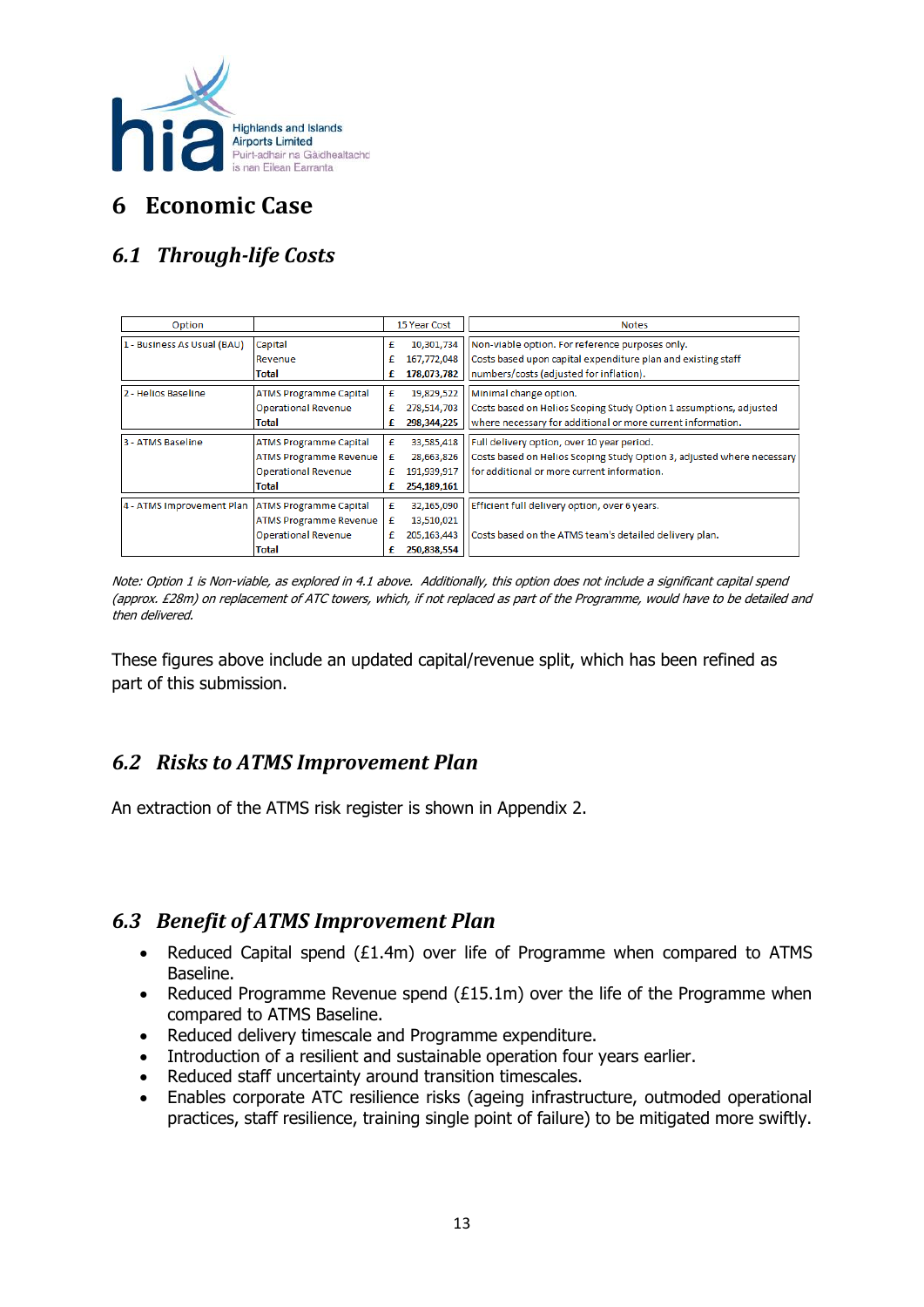# 6 Economic Case

## 6.1 Through-life Costs

| Option | | | 15 Year Cost | Notes |
|---|---|---|---|---|
| 1 - Business As Usual (BAU) | Capital | £ | 10,301,734 | Non-viable option. For reference purposes only. |
| | Revenue | £ | 167,772,048 | Costs based upon capital expenditure plan and existing staff |
| | **Total** | **£** | **178,073,782** | numbers/costs (adjusted for inflation). |
| 2 - Helios Baseline | ATMS Programme Capital | £ | 19,829,522 | Minimal change option. |
| | Operational Revenue | £ | 278,514,703 | Costs based on Helios Scoping Study Option 1 assumptions, adjusted |
| | **Total** | **£** | **298,344,225** | where necessary for additional or more current information. |
| 3 - ATMS Baseline | ATMS Programme Capital | £ | 33,585,418 | Full delivery option, over 10 year period. |
| | ATMS Programme Revenue | £ | 28,663,826 | Costs based on Helios Scoping Study Option 3, adjusted where necessary |
| | Operational Revenue | £ | 191,939,917 | for additional or more current information. |
| | **Total** | **£** | **254,189,161** | |
| 4 - ATMS Improvement Plan | ATMS Programme Capital | £ | 32,165,090 | Efficient full delivery option, over 6 years. |
| | ATMS Programme Revenue | £ | 13,510,021 | |
| | Operational Revenue | £ | 205,163,443 | Costs based on the ATMS team's detailed delivery plan. |
| | **Total** | **£** | **250,838,554** | |

*Note: Option 1 is Non-viable, as explored in 4.1 above. Additionally, this option does not include a significant capital spend (approx. £28m) on replacement of ATC towers, which, if not replaced as part of the Programme, would have to be detailed and then delivered.*

These figures above include an updated capital/revenue split, which has been refined as part of this submission.

## 6.2 Risks to ATMS Improvement Plan

An extraction of the ATMS risk register is shown in Appendix 2.

## 6.3 Benefit of ATMS Improvement Plan

- Reduced Capital spend (£1.4m) over life of Programme when compared to ATMS Baseline.
- Reduced Programme Revenue spend (£15.1m) over the life of the Programme when compared to ATMS Baseline.
- Reduced delivery timescale and Programme expenditure.
- Introduction of a resilient and sustainable operation four years earlier.
- Reduced staff uncertainty around transition timescales.
- Enables corporate ATC resilience risks (ageing infrastructure, outmoded operational practices, staff resilience, training single point of failure) to be mitigated more swiftly.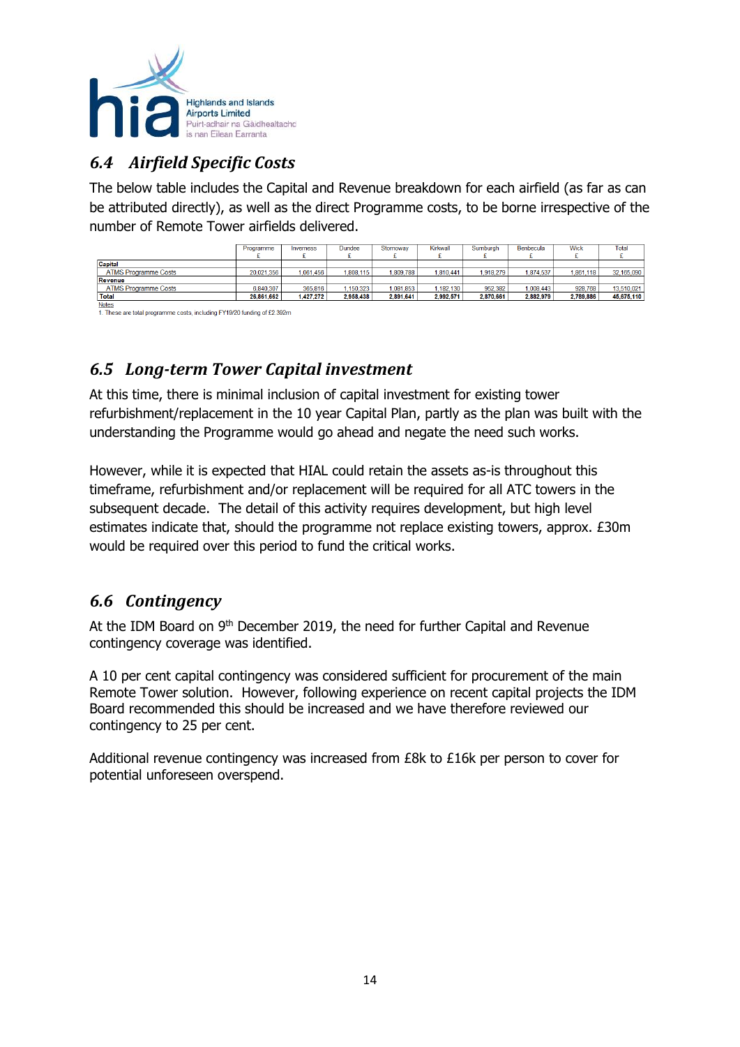## 6.4 Airfield Specific Costs

The below table includes the Capital and Revenue breakdown for each airfield (as far as can be attributed directly), as well as the direct Programme costs, to be borne irrespective of the number of Remote Tower airfields delivered.

| | Programme £ | Inverness £ | Dundee £ | Stornoway £ | Kirkwall £ | Sumburgh £ | Benbecula £ | Wick £ | Total £ |
|---|---|---|---|---|---|---|---|---|---|
| **Capital** | | | | | | | | | |
| ATMS Programme Costs | 20,021,356 | 1,061,456 | 1,808,115 | 1,809,788 | 1,810,441 | 1,918,279 | 1,874,537 | 1,861,118 | 32,165,090 |
| **Revenue** | | | | | | | | | |
| ATMS Programme Costs | 6,840,307 | 365,816 | 1,150,323 | 1,081,853 | 1,182,130 | 952,382 | 1,008,443 | 928,768 | 13,510,021 |
| **Total** | **26,861,662** | **1,427,272** | **2,958,438** | **2,891,641** | **2,992,571** | **2,870,661** | **2,882,979** | **2,789,886** | **45,675,110** |

Notes

1. These are total programme costs, including FY19/20 funding of £2.392m

## 6.5 Long-term Tower Capital investment

At this time, there is minimal inclusion of capital investment for existing tower refurbishment/replacement in the 10 year Capital Plan, partly as the plan was built with the understanding the Programme would go ahead and negate the need such works.

However, while it is expected that HIAL could retain the assets as-is throughout this timeframe, refurbishment and/or replacement will be required for all ATC towers in the subsequent decade. The detail of this activity requires development, but high level estimates indicate that, should the programme not replace existing towers, approx. £30m would be required over this period to fund the critical works.

## 6.6 Contingency

At the IDM Board on 9th December 2019, the need for further Capital and Revenue contingency coverage was identified.

A 10 per cent capital contingency was considered sufficient for procurement of the main Remote Tower solution. However, following experience on recent capital projects the IDM Board recommended this should be increased and we have therefore reviewed our contingency to 25 per cent.

Additional revenue contingency was increased from £8k to £16k per person to cover for potential unforeseen overspend.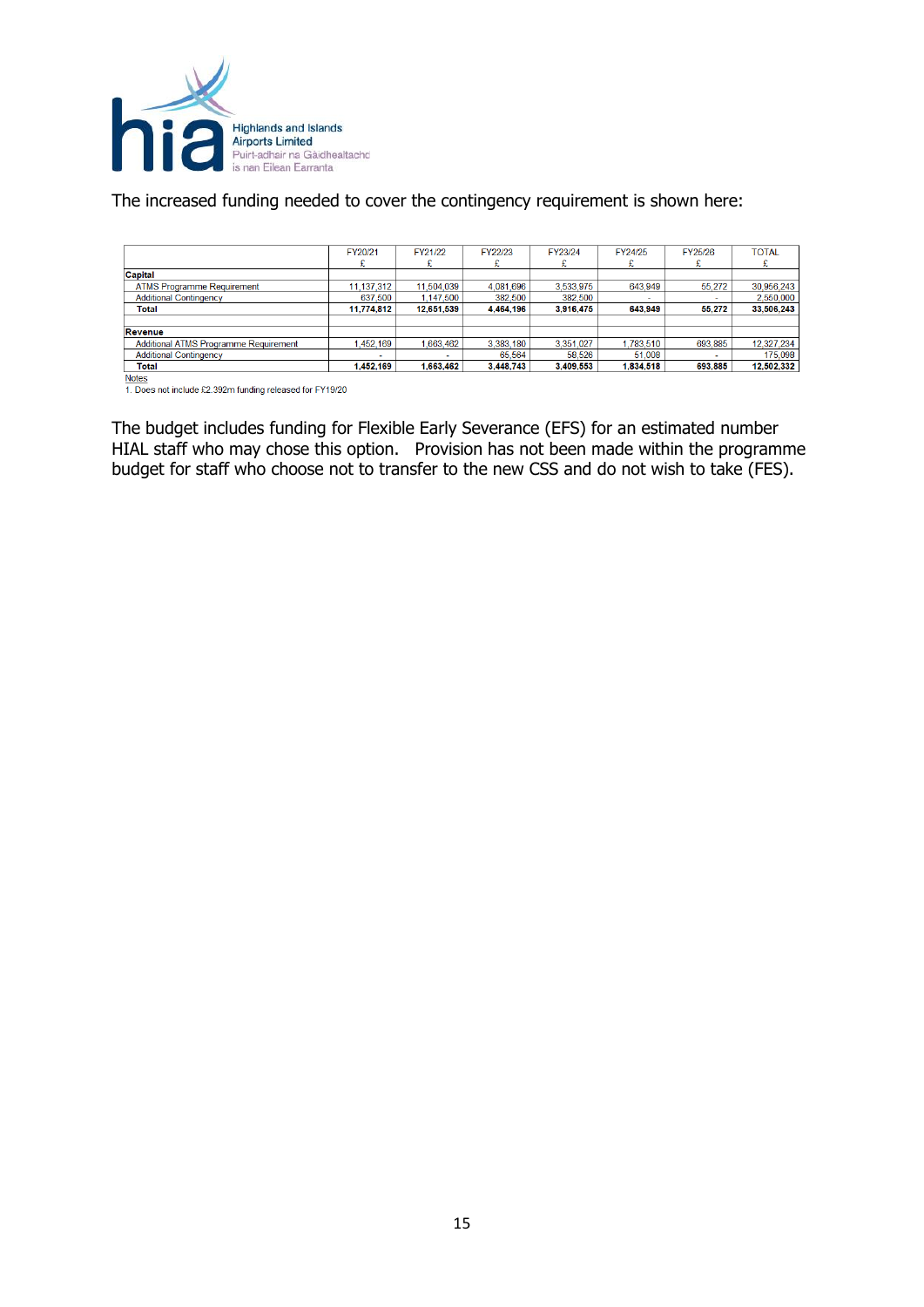The increased funding needed to cover the contingency requirement is shown here:

| | FY20/21<br>£ | FY21/22<br>£ | FY22/23<br>£ | FY23/24<br>£ | FY24/25<br>£ | FY25/26<br>£ | TOTAL<br>£ |
|---|---|---|---|---|---|---|---|
| **Capital** | | | | | | | |
| ATMS Programme Requirement | 11,137,312 | 11,504,039 | 4,081,696 | 3,533,975 | 643,949 | 55,272 | 30,956,243 |
| Additional Contingency | 637,500 | 1,147,500 | 382,500 | 382,500 | - | - | 2,550,000 |
| **Total** | **11,774,812** | **12,651,539** | **4,464,196** | **3,916,475** | **643,949** | **55,272** | **33,506,243** |
| | | | | | | | |
| **Revenue** | | | | | | | |
| Additional ATMS Programme Requirement | 1,452,169 | 1,663,462 | 3,383,180 | 3,351,027 | 1,783,510 | 693,885 | 12,327,234 |
| Additional Contingency | - | - | 65,564 | 58,526 | 51,008 | - | 175,099 |
| **Total** | **1,452,169** | **1,663,462** | **3,448,743** | **3,409,553** | **1,834,518** | **693,885** | **12,502,332** |

Notes

1. Does not include £2.392m funding released for FY19/20

The budget includes funding for Flexible Early Severance (EFS) for an estimated number HIAL staff who may chose this option. Provision has not been made within the programme budget for staff who choose not to transfer to the new CSS and do not wish to take (FES).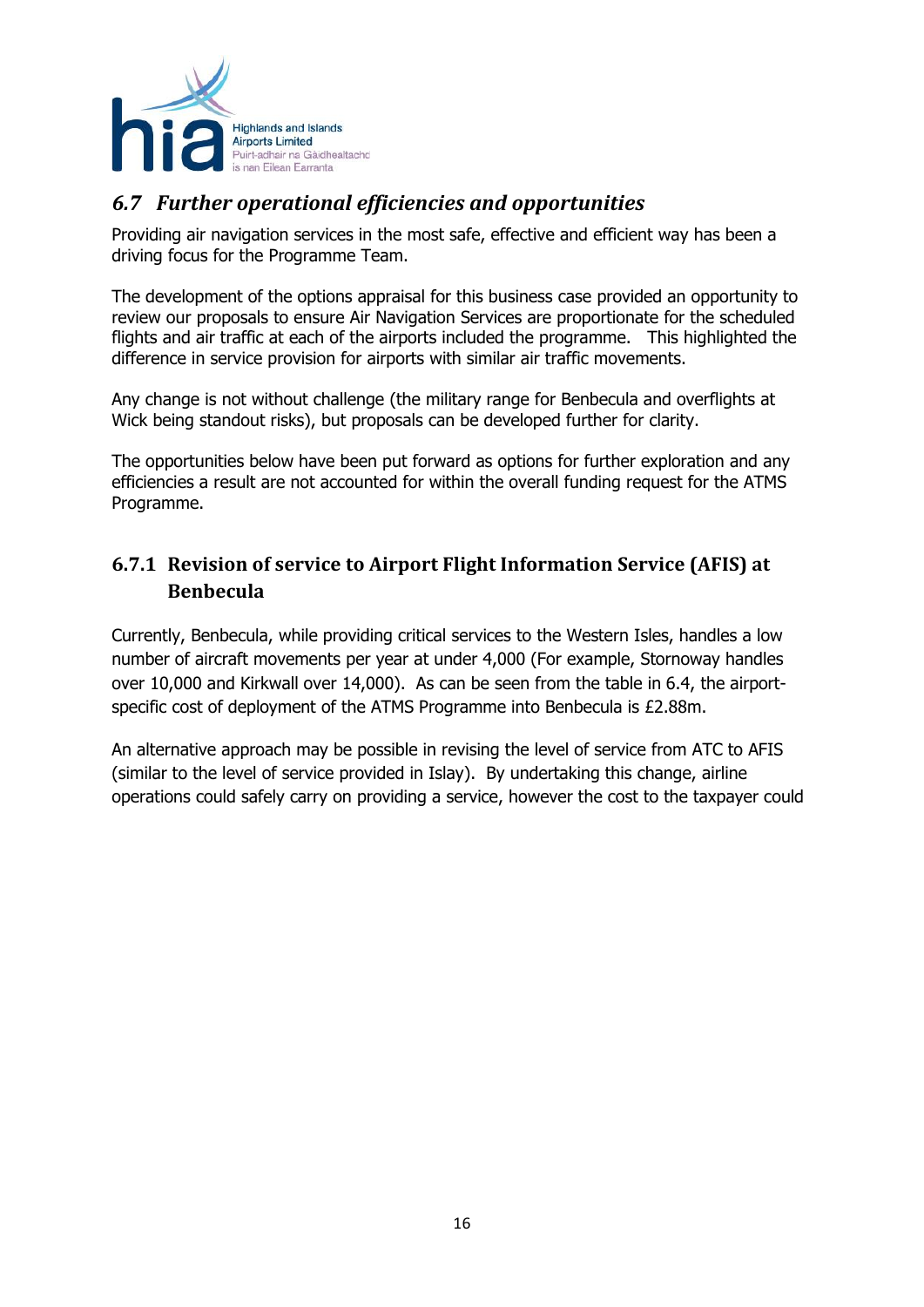## *6.7 Further operational efficiencies and opportunities*

Providing air navigation services in the most safe, effective and efficient way has been a driving focus for the Programme Team.

The development of the options appraisal for this business case provided an opportunity to review our proposals to ensure Air Navigation Services are proportionate for the scheduled flights and air traffic at each of the airports included the programme. This highlighted the difference in service provision for airports with similar air traffic movements.

Any change is not without challenge (the military range for Benbecula and overflights at Wick being standout risks), but proposals can be developed further for clarity.

The opportunities below have been put forward as options for further exploration and any efficiencies a result are not accounted for within the overall funding request for the ATMS Programme.

### 6.7.1 Revision of service to Airport Flight Information Service (AFIS) at Benbecula

Currently, Benbecula, while providing critical services to the Western Isles, handles a low number of aircraft movements per year at under 4,000 (For example, Stornoway handles over 10,000 and Kirkwall over 14,000). As can be seen from the table in 6.4, the airport-specific cost of deployment of the ATMS Programme into Benbecula is £2.88m.

An alternative approach may be possible in revising the level of service from ATC to AFIS (similar to the level of service provided in Islay). By undertaking this change, airline operations could safely carry on providing a service, however the cost to the taxpayer could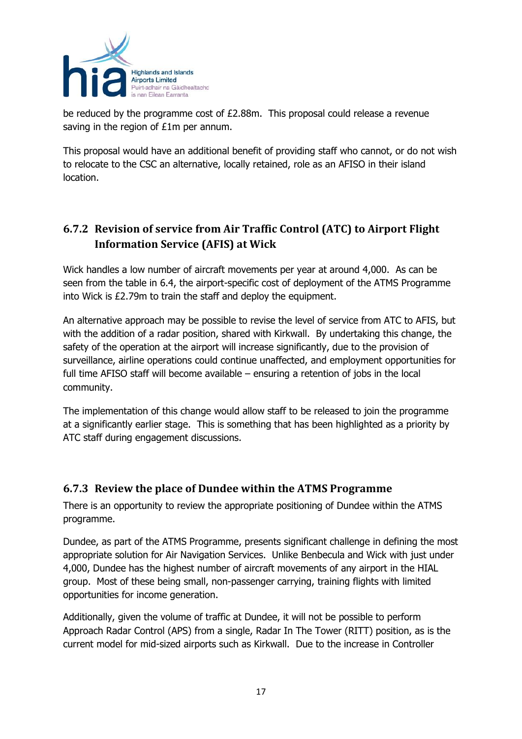be reduced by the programme cost of £2.88m. This proposal could release a revenue saving in the region of £1m per annum.

This proposal would have an additional benefit of providing staff who cannot, or do not wish to relocate to the CSC an alternative, locally retained, role as an AFISO in their island location.

### 6.7.2 Revision of service from Air Traffic Control (ATC) to Airport Flight Information Service (AFIS) at Wick

Wick handles a low number of aircraft movements per year at around 4,000. As can be seen from the table in 6.4, the airport-specific cost of deployment of the ATMS Programme into Wick is £2.79m to train the staff and deploy the equipment.

An alternative approach may be possible to revise the level of service from ATC to AFIS, but with the addition of a radar position, shared with Kirkwall. By undertaking this change, the safety of the operation at the airport will increase significantly, due to the provision of surveillance, airline operations could continue unaffected, and employment opportunities for full time AFISO staff will become available – ensuring a retention of jobs in the local community.

The implementation of this change would allow staff to be released to join the programme at a significantly earlier stage. This is something that has been highlighted as a priority by ATC staff during engagement discussions.

### 6.7.3 Review the place of Dundee within the ATMS Programme

There is an opportunity to review the appropriate positioning of Dundee within the ATMS programme.

Dundee, as part of the ATMS Programme, presents significant challenge in defining the most appropriate solution for Air Navigation Services. Unlike Benbecula and Wick with just under 4,000, Dundee has the highest number of aircraft movements of any airport in the HIAL group. Most of these being small, non-passenger carrying, training flights with limited opportunities for income generation.

Additionally, given the volume of traffic at Dundee, it will not be possible to perform Approach Radar Control (APS) from a single, Radar In The Tower (RITT) position, as is the current model for mid-sized airports such as Kirkwall. Due to the increase in Controller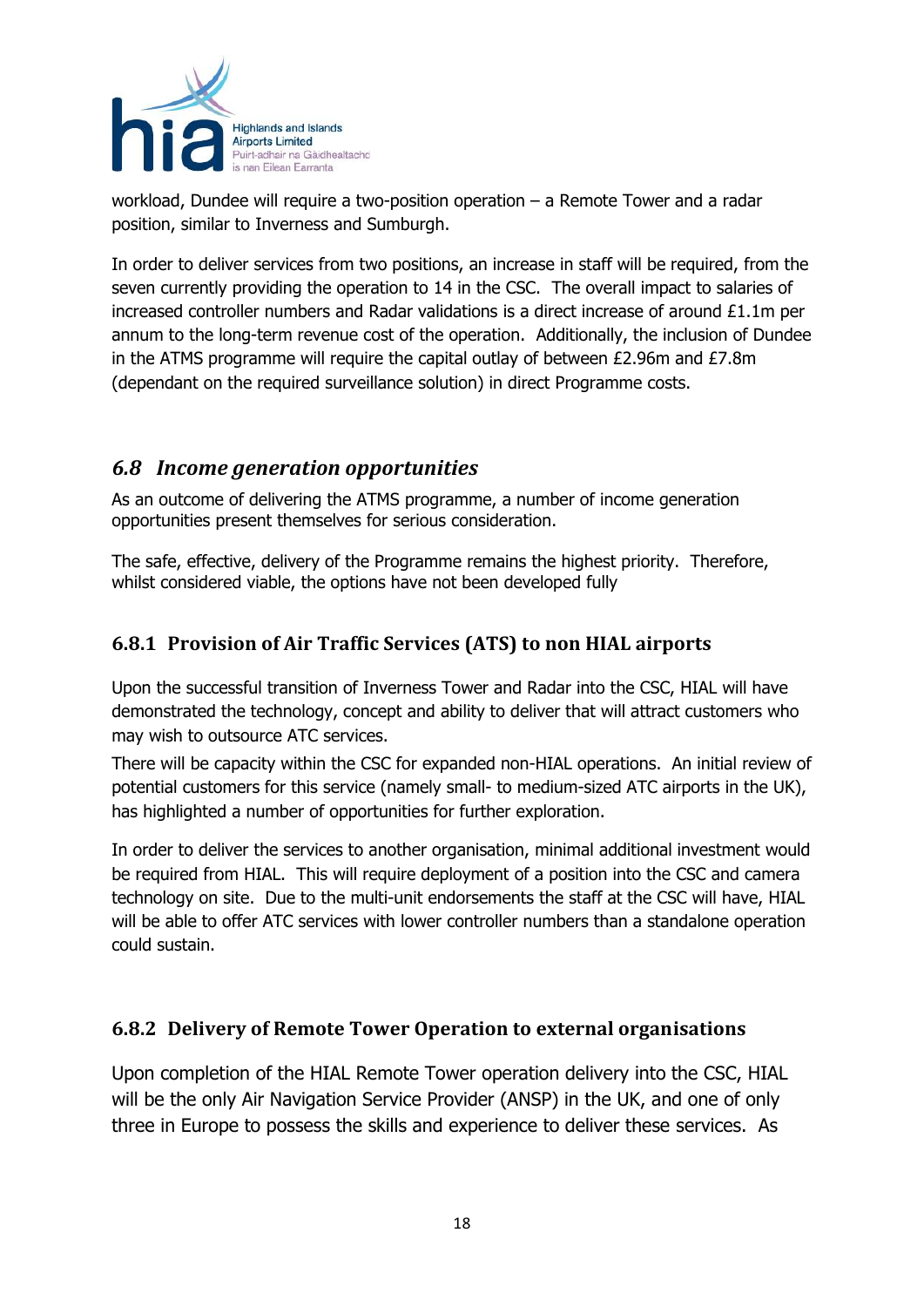workload, Dundee will require a two-position operation – a Remote Tower and a radar position, similar to Inverness and Sumburgh.

In order to deliver services from two positions, an increase in staff will be required, from the seven currently providing the operation to 14 in the CSC. The overall impact to salaries of increased controller numbers and Radar validations is a direct increase of around £1.1m per annum to the long-term revenue cost of the operation. Additionally, the inclusion of Dundee in the ATMS programme will require the capital outlay of between £2.96m and £7.8m (dependant on the required surveillance solution) in direct Programme costs.

## *6.8 Income generation opportunities*

As an outcome of delivering the ATMS programme, a number of income generation opportunities present themselves for serious consideration.

The safe, effective, delivery of the Programme remains the highest priority. Therefore, whilst considered viable, the options have not been developed fully

### 6.8.1 Provision of Air Traffic Services (ATS) to non HIAL airports

Upon the successful transition of Inverness Tower and Radar into the CSC, HIAL will have demonstrated the technology, concept and ability to deliver that will attract customers who may wish to outsource ATC services.

There will be capacity within the CSC for expanded non-HIAL operations. An initial review of potential customers for this service (namely small- to medium-sized ATC airports in the UK), has highlighted a number of opportunities for further exploration.

In order to deliver the services to another organisation, minimal additional investment would be required from HIAL. This will require deployment of a position into the CSC and camera technology on site. Due to the multi-unit endorsements the staff at the CSC will have, HIAL will be able to offer ATC services with lower controller numbers than a standalone operation could sustain.

### 6.8.2 Delivery of Remote Tower Operation to external organisations

Upon completion of the HIAL Remote Tower operation delivery into the CSC, HIAL will be the only Air Navigation Service Provider (ANSP) in the UK, and one of only three in Europe to possess the skills and experience to deliver these services. As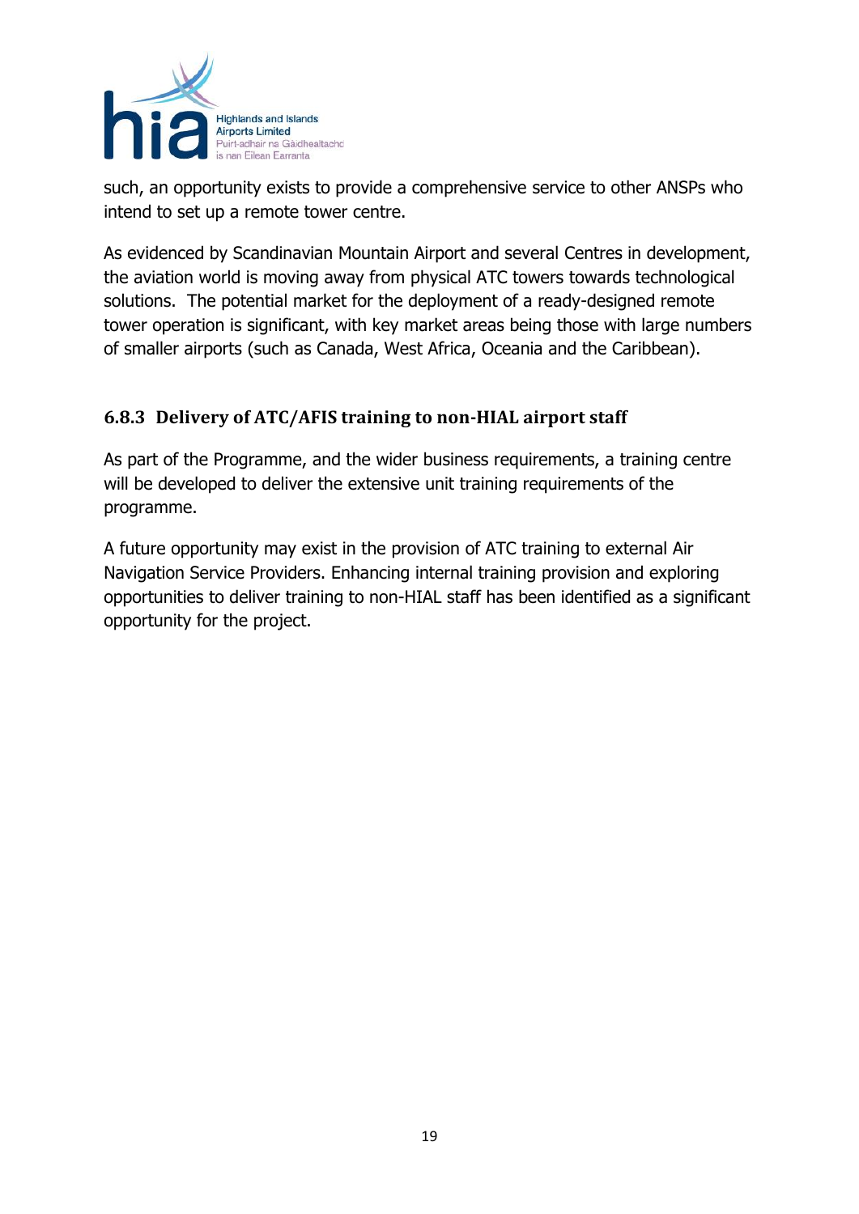such, an opportunity exists to provide a comprehensive service to other ANSPs who intend to set up a remote tower centre.

As evidenced by Scandinavian Mountain Airport and several Centres in development, the aviation world is moving away from physical ATC towers towards technological solutions. The potential market for the deployment of a ready-designed remote tower operation is significant, with key market areas being those with large numbers of smaller airports (such as Canada, West Africa, Oceania and the Caribbean).

### 6.8.3 Delivery of ATC/AFIS training to non-HIAL airport staff

As part of the Programme, and the wider business requirements, a training centre will be developed to deliver the extensive unit training requirements of the programme.

A future opportunity may exist in the provision of ATC training to external Air Navigation Service Providers. Enhancing internal training provision and exploring opportunities to deliver training to non-HIAL staff has been identified as a significant opportunity for the project.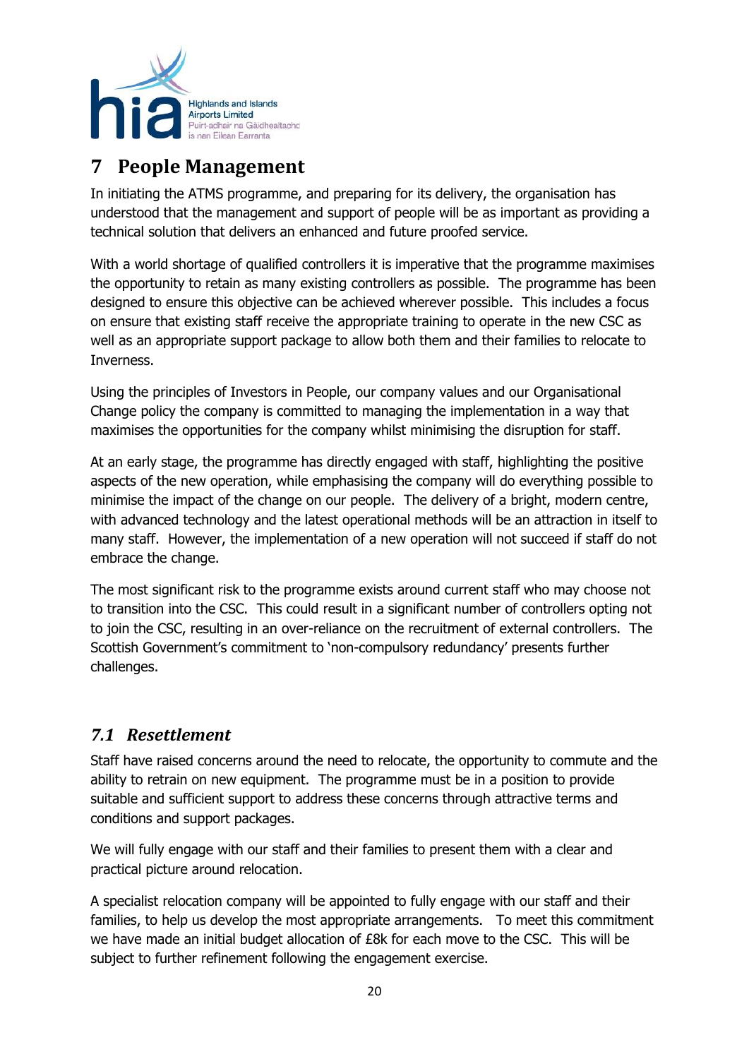# 7 People Management

In initiating the ATMS programme, and preparing for its delivery, the organisation has understood that the management and support of people will be as important as providing a technical solution that delivers an enhanced and future proofed service.

With a world shortage of qualified controllers it is imperative that the programme maximises the opportunity to retain as many existing controllers as possible. The programme has been designed to ensure this objective can be achieved wherever possible. This includes a focus on ensure that existing staff receive the appropriate training to operate in the new CSC as well as an appropriate support package to allow both them and their families to relocate to Inverness.

Using the principles of Investors in People, our company values and our Organisational Change policy the company is committed to managing the implementation in a way that maximises the opportunities for the company whilst minimising the disruption for staff.

At an early stage, the programme has directly engaged with staff, highlighting the positive aspects of the new operation, while emphasising the company will do everything possible to minimise the impact of the change on our people. The delivery of a bright, modern centre, with advanced technology and the latest operational methods will be an attraction in itself to many staff. However, the implementation of a new operation will not succeed if staff do not embrace the change.

The most significant risk to the programme exists around current staff who may choose not to transition into the CSC. This could result in a significant number of controllers opting not to join the CSC, resulting in an over-reliance on the recruitment of external controllers. The Scottish Government's commitment to 'non-compulsory redundancy' presents further challenges.

## *7.1 Resettlement*

Staff have raised concerns around the need to relocate, the opportunity to commute and the ability to retrain on new equipment. The programme must be in a position to provide suitable and sufficient support to address these concerns through attractive terms and conditions and support packages.

We will fully engage with our staff and their families to present them with a clear and practical picture around relocation.

A specialist relocation company will be appointed to fully engage with our staff and their families, to help us develop the most appropriate arrangements. To meet this commitment we have made an initial budget allocation of £8k for each move to the CSC. This will be subject to further refinement following the engagement exercise.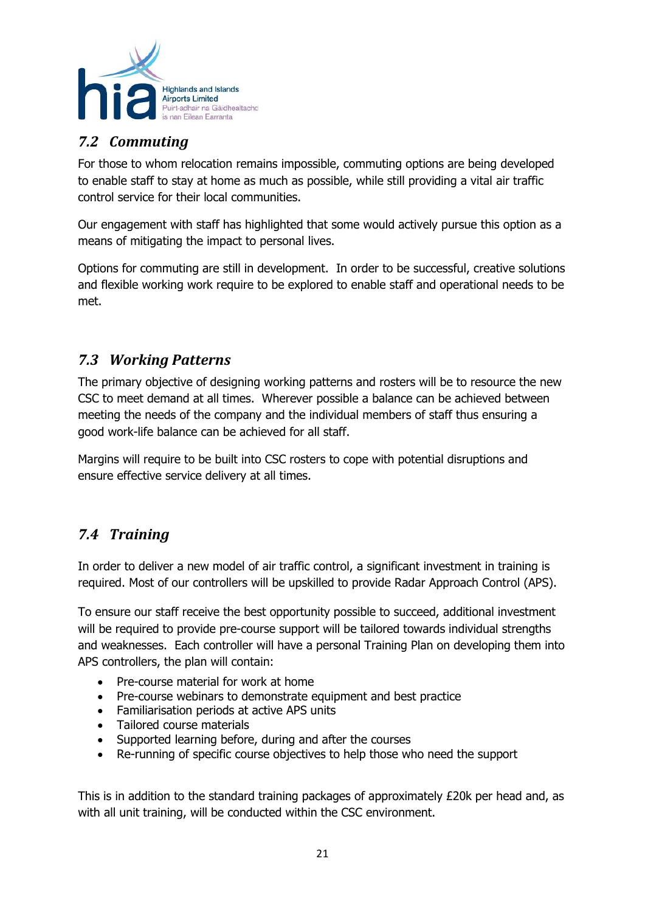## *7.2 Commuting*

For those to whom relocation remains impossible, commuting options are being developed to enable staff to stay at home as much as possible, while still providing a vital air traffic control service for their local communities.

Our engagement with staff has highlighted that some would actively pursue this option as a means of mitigating the impact to personal lives.

Options for commuting are still in development. In order to be successful, creative solutions and flexible working work require to be explored to enable staff and operational needs to be met.

## *7.3 Working Patterns*

The primary objective of designing working patterns and rosters will be to resource the new CSC to meet demand at all times. Wherever possible a balance can be achieved between meeting the needs of the company and the individual members of staff thus ensuring a good work-life balance can be achieved for all staff.

Margins will require to be built into CSC rosters to cope with potential disruptions and ensure effective service delivery at all times.

## *7.4 Training*

In order to deliver a new model of air traffic control, a significant investment in training is required. Most of our controllers will be upskilled to provide Radar Approach Control (APS).

To ensure our staff receive the best opportunity possible to succeed, additional investment will be required to provide pre-course support will be tailored towards individual strengths and weaknesses. Each controller will have a personal Training Plan on developing them into APS controllers, the plan will contain:

- Pre-course material for work at home
- Pre-course webinars to demonstrate equipment and best practice
- Familiarisation periods at active APS units
- Tailored course materials
- Supported learning before, during and after the courses
- Re-running of specific course objectives to help those who need the support

This is in addition to the standard training packages of approximately £20k per head and, as with all unit training, will be conducted within the CSC environment.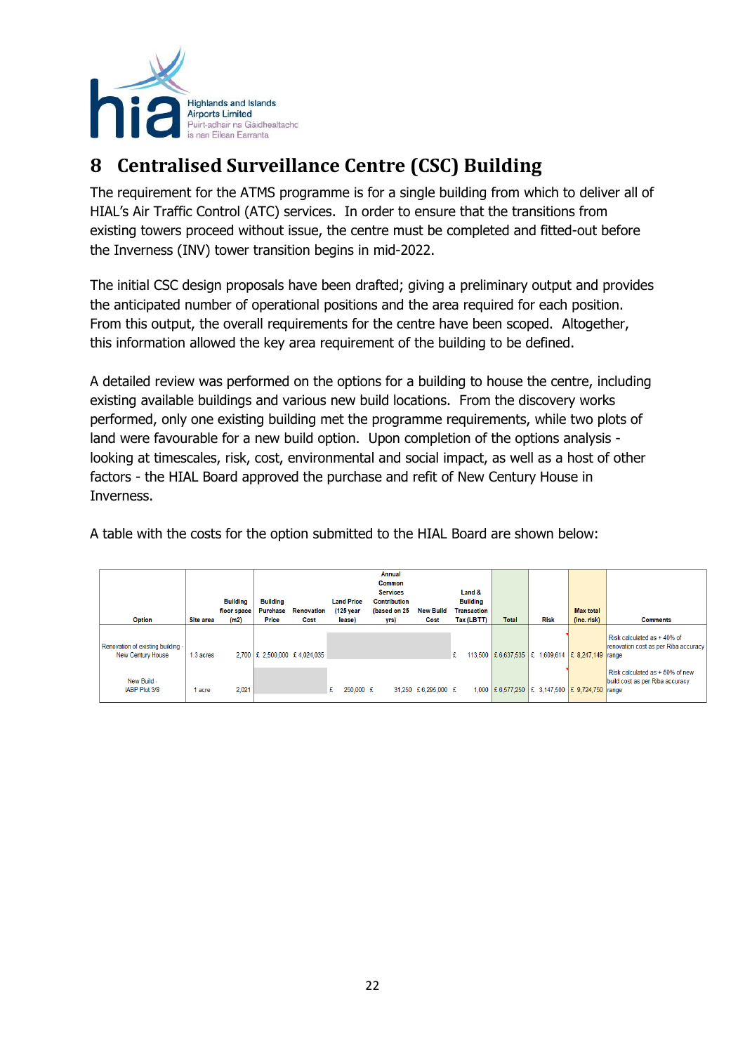# 8 Centralised Surveillance Centre (CSC) Building

The requirement for the ATMS programme is for a single building from which to deliver all of HIAL's Air Traffic Control (ATC) services. In order to ensure that the transitions from existing towers proceed without issue, the centre must be completed and fitted-out before the Inverness (INV) tower transition begins in mid-2022.

The initial CSC design proposals have been drafted; giving a preliminary output and provides the anticipated number of operational positions and the area required for each position. From this output, the overall requirements for the centre have been scoped. Altogether, this information allowed the key area requirement of the building to be defined.

A detailed review was performed on the options for a building to house the centre, including existing available buildings and various new build locations. From the discovery works performed, only one existing building met the programme requirements, while two plots of land were favourable for a new build option. Upon completion of the options analysis - looking at timescales, risk, cost, environmental and social impact, as well as a host of other factors - the HIAL Board approved the purchase and refit of New Century House in Inverness.

A table with the costs for the option submitted to the HIAL Board are shown below:

| Option | Site area | Building floor space (m2) | Building Purchase Price | Renovation Cost | Land Price (125 year lease) | Annual Common Services Contribution (based on 25 yrs) | New Build Cost | Land & Building Transaction Tax (LBTT) | Total | Risk | Max total (inc. risk) | Comments |
|---|---|---|---|---|---|---|---|---|---|---|---|---|
| Renovation of existing building - New Century House | 1.3 acres | 2,700 | £ 2,500,000 | £ 4,024,035 | | | | £ 113,500 | £ 6,637,535 | £ 1,609,614 | £ 8,247,149 | Risk calculated as + 40% of renovation cost as per Riba accuracy range |
| New Build - IABP Plot 3/8 | 1 acre | 2,021 | | | £ 250,000 | £ 31,250 | £ 6,295,000 | £ 1,000 | £ 6,577,250 | £ 3,147,500 | £ 9,724,750 | Risk calculated as + 50% of new build cost as per Riba accuracy range |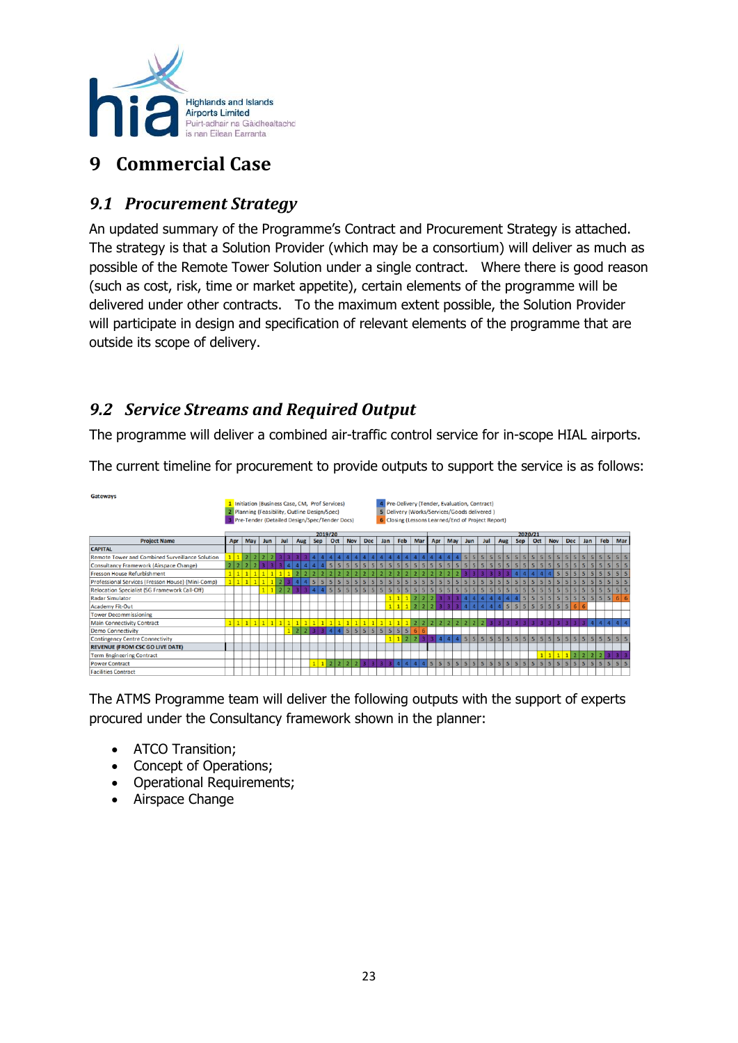# 9 Commercial Case

## 9.1 Procurement Strategy

An updated summary of the Programme's Contract and Procurement Strategy is attached. The strategy is that a Solution Provider (which may be a consortium) will deliver as much as possible of the Remote Tower Solution under a single contract. Where there is good reason (such as cost, risk, time or market appetite), certain elements of the programme will be delivered under other contracts. To the maximum extent possible, the Solution Provider will participate in design and specification of relevant elements of the programme that are outside its scope of delivery.

## 9.2 Service Streams and Required Output

The programme will deliver a combined air-traffic control service for in-scope HIAL airports.

The current timeline for procurement to provide outputs to support the service is as follows:

**Gateways**

1. Initiation (Business Case, CM, Prof Services)
2. Planning (Feasibility, Outline Design/Spec)
3. Pre-Tender (Detailed Design/Spec/Tender Docs)
4. Pre-Delivery (Tender, Evaluation, Contract)
5. Delivery (Works/Services/Goods delivered)
6. Closing (Lessons Learned/End of Project Report)

Timeline: 2019/20 (Apr – Mar) and 2020/21 (Apr – Mar)

| Project Name |
|---|
| **CAPITAL** |
| Remote Tower and Combined Surveillance Solution |
| Consultancy Framework (Airspace Change) |
| Fresson House Refurbishment |
| Professional Services (Fresson House) (Mini-Comp) |
| Relocation Specialist (SG Framework Call-Off) |
| Radar Simulator |
| Academy Fit-Out |
| Tower Decommissioning |
| Main Connectivity Contract |
| Demo Connectivity |
| Contingency Centre Connectivity |
| **REVENUE (FROM CSC GO LIVE DATE)** |
| Term Engineering Contract |
| Power Contract |
| Facilities Contract |

The ATMS Programme team will deliver the following outputs with the support of experts procured under the Consultancy framework shown in the planner:

- ATCO Transition;
- Concept of Operations;
- Operational Requirements;
- Airspace Change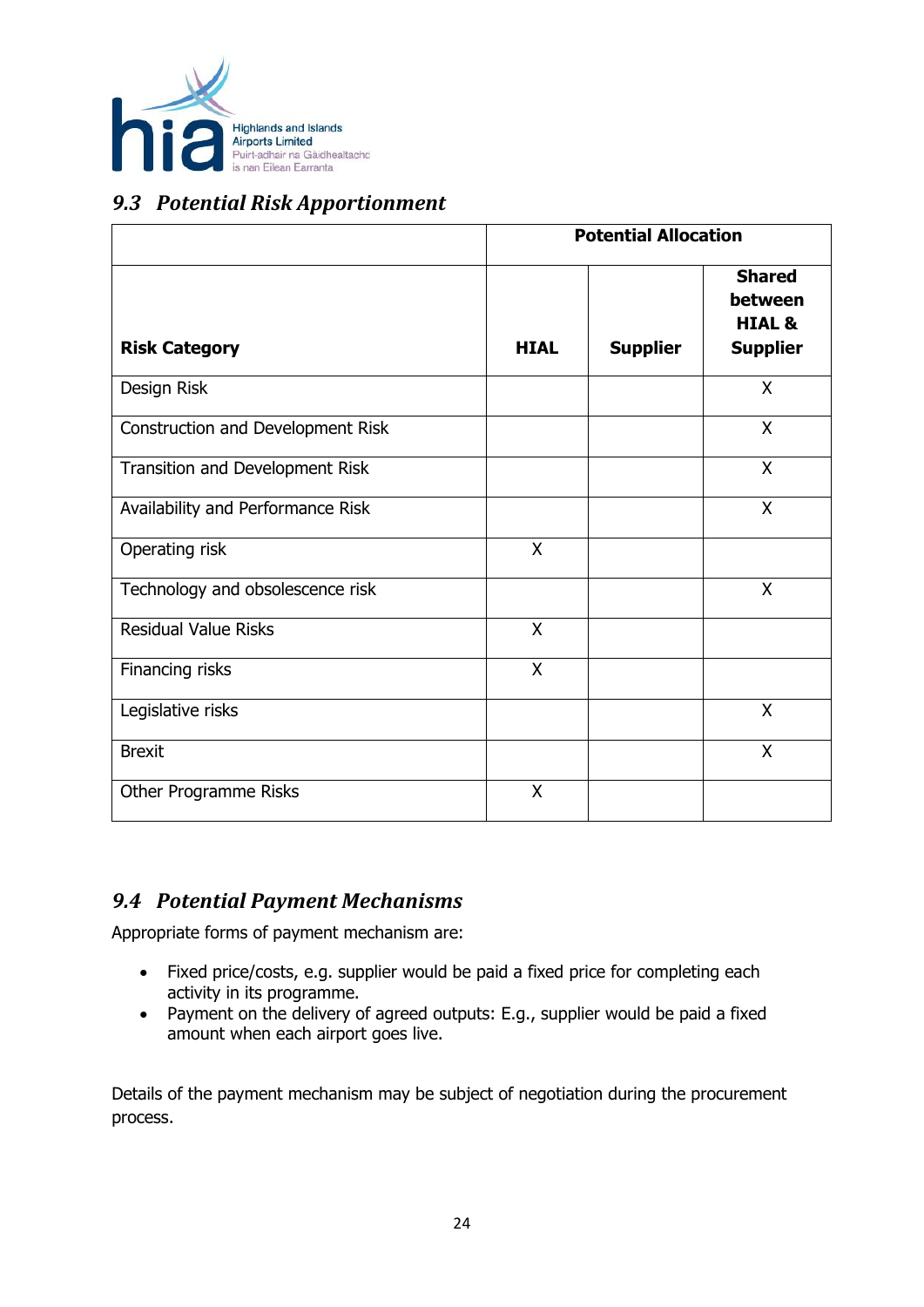## 9.3 *Potential Risk Apportionment*

| | Potential Allocation | | |
|---|---|---|---|
| **Risk Category** | **HIAL** | **Supplier** | **Shared between HIAL & Supplier** |
| Design Risk | | | X |
| Construction and Development Risk | | | X |
| Transition and Development Risk | | | X |
| Availability and Performance Risk | | | X |
| Operating risk | X | | |
| Technology and obsolescence risk | | | X |
| Residual Value Risks | X | | |
| Financing risks | X | | |
| Legislative risks | | | X |
| Brexit | | | X |
| Other Programme Risks | X | | |

## 9.4 *Potential Payment Mechanisms*

Appropriate forms of payment mechanism are:

- Fixed price/costs, e.g. supplier would be paid a fixed price for completing each activity in its programme.
- Payment on the delivery of agreed outputs: E.g., supplier would be paid a fixed amount when each airport goes live.

Details of the payment mechanism may be subject of negotiation during the procurement process.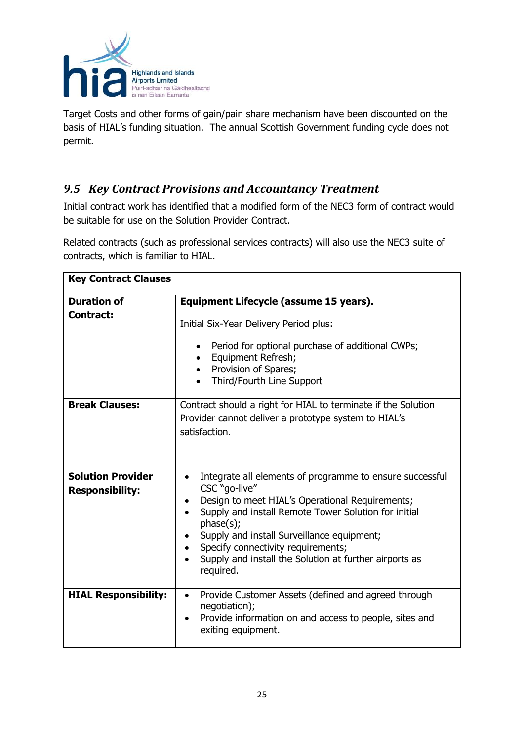Target Costs and other forms of gain/pain share mechanism have been discounted on the basis of HIAL's funding situation. The annual Scottish Government funding cycle does not permit.

## *9.5 Key Contract Provisions and Accountancy Treatment*

Initial contract work has identified that a modified form of the NEC3 form of contract would be suitable for use on the Solution Provider Contract.

Related contracts (such as professional services contracts) will also use the NEC3 suite of contracts, which is familiar to HIAL.

| **Key Contract Clauses** | |
|---|---|
| **Duration of Contract:** | **Equipment Lifecycle (assume 15 years).**<br><br>Initial Six-Year Delivery Period plus:<br>• Period for optional purchase of additional CWPs;<br>• Equipment Refresh;<br>• Provision of Spares;<br>• Third/Fourth Line Support |
| **Break Clauses:** | Contract should a right for HIAL to terminate if the Solution Provider cannot deliver a prototype system to HIAL's satisfaction. |
| **Solution Provider Responsibility:** | • Integrate all elements of programme to ensure successful CSC "go-live"<br>• Design to meet HIAL's Operational Requirements;<br>• Supply and install Remote Tower Solution for initial phase(s);<br>• Supply and install Surveillance equipment;<br>• Specify connectivity requirements;<br>• Supply and install the Solution at further airports as required. |
| **HIAL Responsibility:** | • Provide Customer Assets (defined and agreed through negotiation);<br>• Provide information on and access to people, sites and exiting equipment. |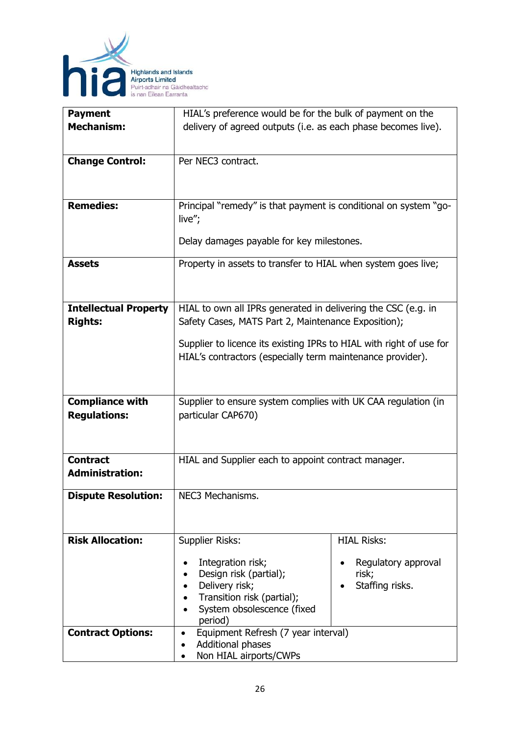| | | |
|---|---|---|
| **Payment Mechanism:** | HIAL's preference would be for the bulk of payment on the delivery of agreed outputs (i.e. as each phase becomes live). | |
| **Change Control:** | Per NEC3 contract. | |
| **Remedies:** | Principal "remedy" is that payment is conditional on system "go-live";<br><br>Delay damages payable for key milestones. | |
| **Assets** | Property in assets to transfer to HIAL when system goes live; | |
| **Intellectual Property Rights:** | HIAL to own all IPRs generated in delivering the CSC (e.g. in Safety Cases, MATS Part 2, Maintenance Exposition);<br><br>Supplier to licence its existing IPRs to HIAL with right of use for HIAL's contractors (especially term maintenance provider). | |
| **Compliance with Regulations:** | Supplier to ensure system complies with UK CAA regulation (in particular CAP670) | |
| **Contract Administration:** | HIAL and Supplier each to appoint contract manager. | |
| **Dispute Resolution:** | NEC3 Mechanisms. | |
| **Risk Allocation:** | Supplier Risks:<br><br>• Integration risk;<br>• Design risk (partial);<br>• Delivery risk;<br>• Transition risk (partial);<br>• System obsolescence (fixed period) | HIAL Risks:<br><br>• Regulatory approval risk;<br>• Staffing risks. |
| **Contract Options:** | • Equipment Refresh (7 year interval)<br>• Additional phases<br>• Non HIAL airports/CWPs | |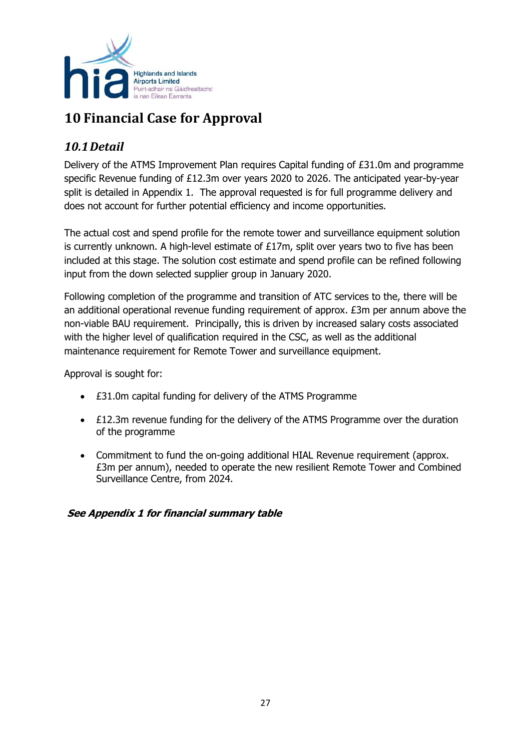# 10 Financial Case for Approval

## *10.1 Detail*

Delivery of the ATMS Improvement Plan requires Capital funding of £31.0m and programme specific Revenue funding of £12.3m over years 2020 to 2026. The anticipated year-by-year split is detailed in Appendix 1. The approval requested is for full programme delivery and does not account for further potential efficiency and income opportunities.

The actual cost and spend profile for the remote tower and surveillance equipment solution is currently unknown. A high-level estimate of £17m, split over years two to five has been included at this stage. The solution cost estimate and spend profile can be refined following input from the down selected supplier group in January 2020.

Following completion of the programme and transition of ATC services to the, there will be an additional operational revenue funding requirement of approx. £3m per annum above the non-viable BAU requirement. Principally, this is driven by increased salary costs associated with the higher level of qualification required in the CSC, as well as the additional maintenance requirement for Remote Tower and surveillance equipment.

Approval is sought for:

- £31.0m capital funding for delivery of the ATMS Programme
- £12.3m revenue funding for the delivery of the ATMS Programme over the duration of the programme
- Commitment to fund the on-going additional HIAL Revenue requirement (approx. £3m per annum), needed to operate the new resilient Remote Tower and Combined Surveillance Centre, from 2024.

***See Appendix 1 for financial summary table***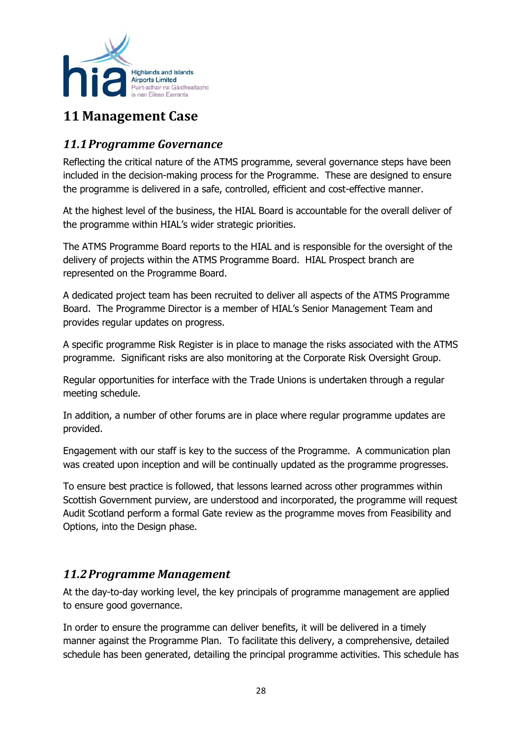# 11 Management Case

## 11.1 Programme Governance

Reflecting the critical nature of the ATMS programme, several governance steps have been included in the decision-making process for the Programme. These are designed to ensure the programme is delivered in a safe, controlled, efficient and cost-effective manner.

At the highest level of the business, the HIAL Board is accountable for the overall deliver of the programme within HIAL's wider strategic priorities.

The ATMS Programme Board reports to the HIAL and is responsible for the oversight of the delivery of projects within the ATMS Programme Board. HIAL Prospect branch are represented on the Programme Board.

A dedicated project team has been recruited to deliver all aspects of the ATMS Programme Board. The Programme Director is a member of HIAL's Senior Management Team and provides regular updates on progress.

A specific programme Risk Register is in place to manage the risks associated with the ATMS programme. Significant risks are also monitoring at the Corporate Risk Oversight Group.

Regular opportunities for interface with the Trade Unions is undertaken through a regular meeting schedule.

In addition, a number of other forums are in place where regular programme updates are provided.

Engagement with our staff is key to the success of the Programme. A communication plan was created upon inception and will be continually updated as the programme progresses.

To ensure best practice is followed, that lessons learned across other programmes within Scottish Government purview, are understood and incorporated, the programme will request Audit Scotland perform a formal Gate review as the programme moves from Feasibility and Options, into the Design phase.

## 11.2 Programme Management

At the day-to-day working level, the key principals of programme management are applied to ensure good governance.

In order to ensure the programme can deliver benefits, it will be delivered in a timely manner against the Programme Plan. To facilitate this delivery, a comprehensive, detailed schedule has been generated, detailing the principal programme activities. This schedule has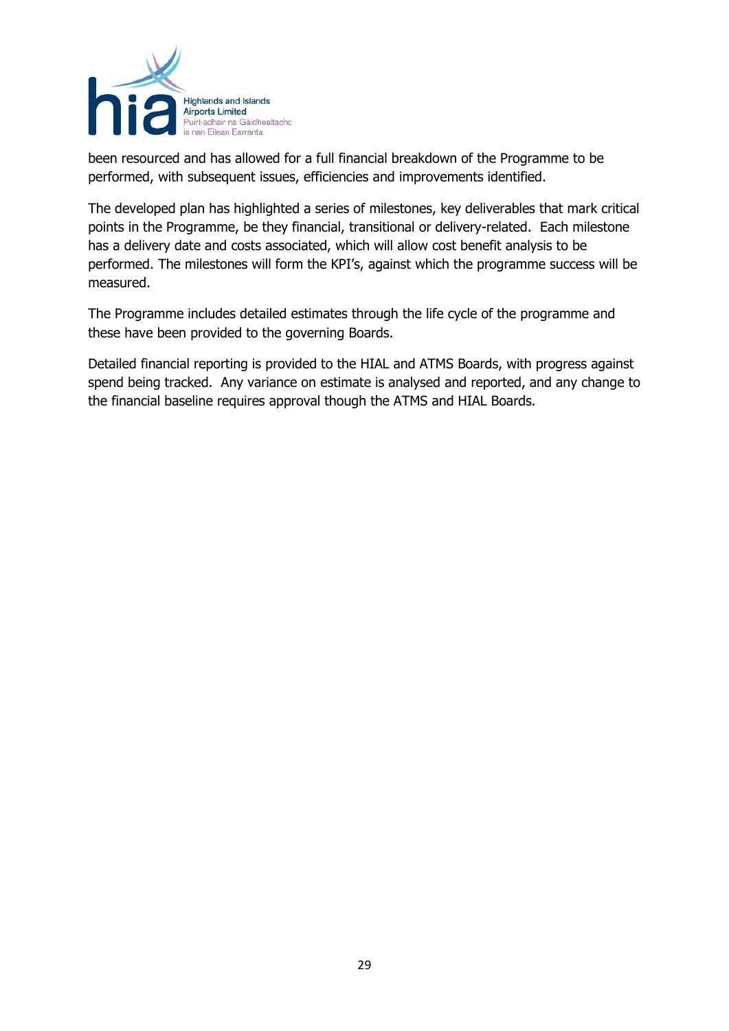been resourced and has allowed for a full financial breakdown of the Programme to be performed, with subsequent issues, efficiencies and improvements identified.

The developed plan has highlighted a series of milestones, key deliverables that mark critical points in the Programme, be they financial, transitional or delivery-related. Each milestone has a delivery date and costs associated, which will allow cost benefit analysis to be performed. The milestones will form the KPI's, against which the programme success will be measured.

The Programme includes detailed estimates through the life cycle of the programme and these have been provided to the governing Boards.

Detailed financial reporting is provided to the HIAL and ATMS Boards, with progress against spend being tracked. Any variance on estimate is analysed and reported, and any change to the financial baseline requires approval though the ATMS and HIAL Boards.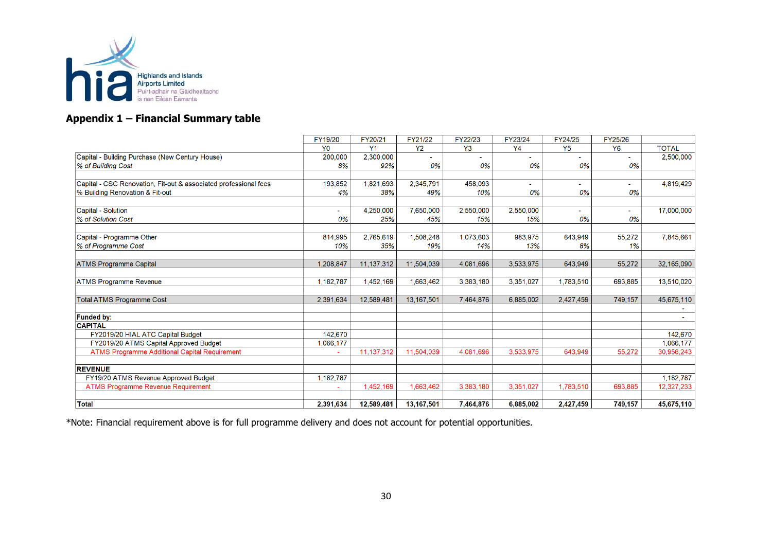## Appendix 1 – Financial Summary table

| | FY19/20 | FY20/21 | FY21/22 | FY22/23 | FY23/24 | FY24/25 | FY25/26 | |
|---|---|---|---|---|---|---|---|---|
| | Y0 | Y1 | Y2 | Y3 | Y4 | Y5 | Y6 | TOTAL |
| Capital - Building Purchase (New Century House) | 200,000 | 2,300,000 | - | - | - | - | - | 2,500,000 |
| *% of Building Cost* | *8%* | *92%* | *0%* | *0%* | *0%* | *0%* | *0%* | |
| | | | | | | | | |
| Capital - CSC Renovation, Fit-out & associated professional fees | 193,852 | 1,821,693 | 2,345,791 | 458,093 | - | - | - | 4,819,429 |
| % Building Renovation & Fit-out | *4%* | *38%* | *49%* | *10%* | *0%* | *0%* | *0%* | |
| | | | | | | | | |
| Capital - Solution | - | 4,250,000 | 7,650,000 | 2,550,000 | 2,550,000 | - | - | 17,000,000 |
| *% of Solution Cost* | *0%* | *25%* | *45%* | *15%* | *15%* | *0%* | *0%* | |
| | | | | | | | | |
| Capital - Programme Other | 814,995 | 2,765,619 | 1,508,248 | 1,073,603 | 983,975 | 643,949 | 55,272 | 7,845,661 |
| *% of Programme Cost* | *10%* | *35%* | *19%* | *14%* | *13%* | *8%* | *1%* | |
| | | | | | | | | |
| ATMS Programme Capital | 1,208,847 | 11,137,312 | 11,504,039 | 4,081,696 | 3,533,975 | 643,949 | 55,272 | 32,165,090 |
| | | | | | | | | |
| ATMS Programme Revenue | 1,182,787 | 1,452,169 | 1,663,462 | 3,383,180 | 3,351,027 | 1,783,510 | 693,885 | 13,510,020 |
| | | | | | | | | |
| Total ATMS Programme Cost | 2,391,634 | 12,589,481 | 13,167,501 | 7,464,876 | 6,885,002 | 2,427,459 | 749,157 | 45,675,110 |
| | | | | | | | | - |
| **Funded by:** | | | | | | | | - |
| **CAPITAL** | | | | | | | | |
| FY2019/20 HIAL ATC Capital Budget | 142,670 | | | | | | | 142,670 |
| FY2019/20 ATMS Capital Approved Budget | 1,066,177 | | | | | | | 1,066,177 |
| ATMS Programme Additional Capital Requirement | - | 11,137,312 | 11,504,039 | 4,081,696 | 3,533,975 | 643,949 | 55,272 | 30,956,243 |
| | | | | | | | | |
| **REVENUE** | | | | | | | | |
| FY19/20 ATMS Revenue Approved Budget | 1,182,787 | | | | | | | 1,182,787 |
| ATMS Programme Revenue Requirement | - | 1,452,169 | 1,663,462 | 3,383,180 | 3,351,027 | 1,783,510 | 693,885 | 12,327,233 |
| | | | | | | | | |
| **Total** | **2,391,634** | **12,589,481** | **13,167,501** | **7,464,876** | **6,885,002** | **2,427,459** | **749,157** | **45,675,110** |

*Note: Financial requirement above is for full programme delivery and does not account for potential opportunities.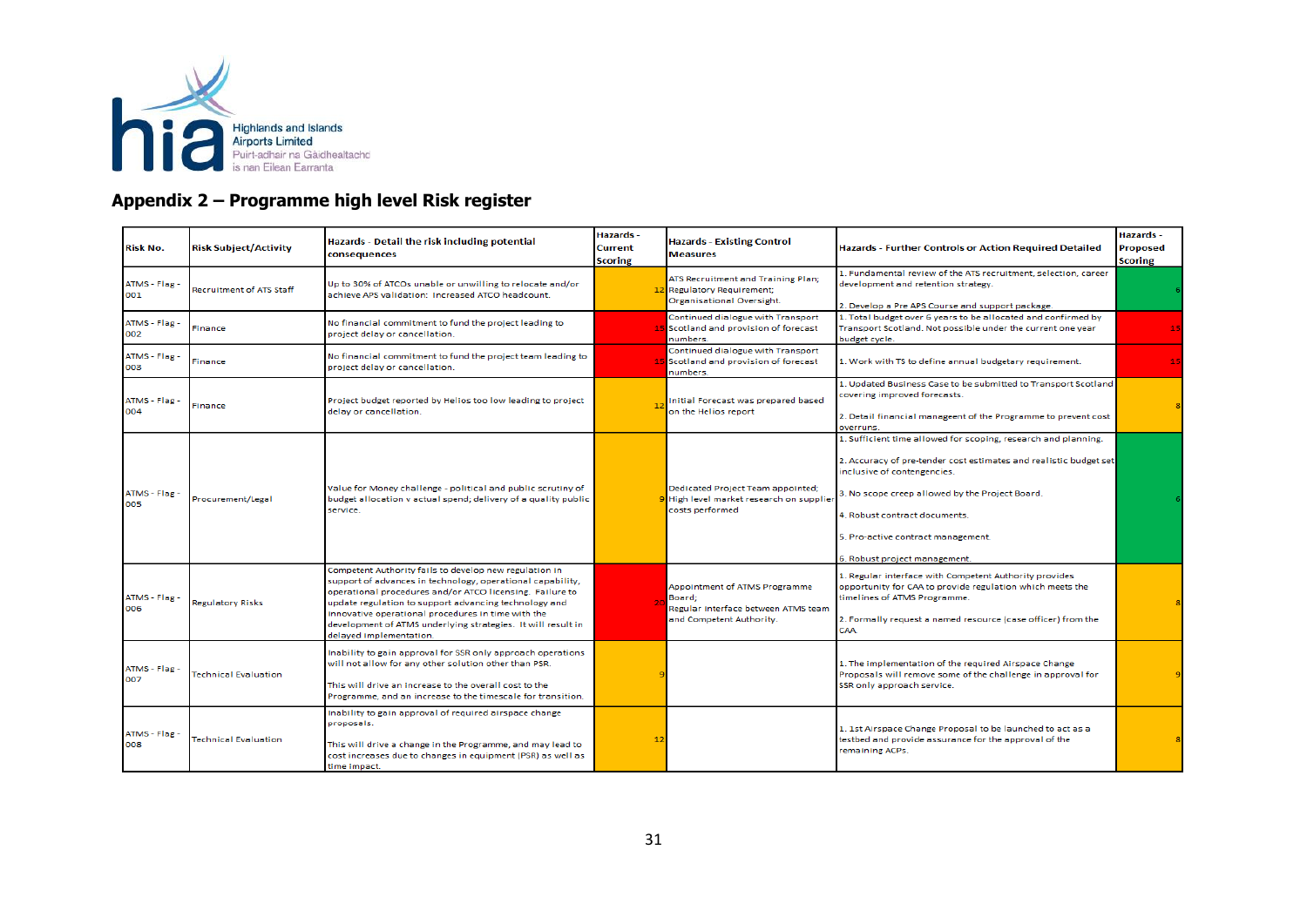Highlands and Islands Airports Limited
Puirt-adhair na Gàidhealtachd is nan Eilean Earranta

## Appendix 2 – Programme high level Risk register

| Risk No. | Risk Subject/Activity | Hazards - Detail the risk including potential consequences | Hazards - Current Scoring | Hazards - Existing Control Measures | Hazards - Further Controls or Action Required Detailed | Hazards - Proposed Scoring |
|---|---|---|---|---|---|---|
| ATMS - Flag - 001 | Recruitment of ATS Staff | Up to 30% of ATCOs unable or unwilling to relocate and/or achieve APS validation: Increased ATCO headcount. | 12 | ATS Recruitment and Training Plan; Regulatory Requirement; Organisational Oversight. | 1. Fundamental review of the ATS recruitment, selection, career development and retention strategy. 2. Develop a Pre APS Course and support package. | 6 |
| ATMS - Flag - 002 | Finance | No financial commitment to fund the project leading to project delay or cancellation. | 15 | Continued dialogue with Transport Scotland and provision of forecast numbers. | 1. Total budget over 6 years to be allocated and confirmed by Transport Scotland. Not possible under the current one year budget cycle. | 15 |
| ATMS - Flag - 003 | Finance | No financial commitment to fund the project team leading to project delay or cancellation. | 15 | Continued dialogue with Transport Scotland and provision of forecast numbers. | 1. Work with TS to define annual budgetary requirement. | 15 |
| ATMS - Flag - 004 | Finance | Project budget reported by Helios too low leading to project delay or cancellation. | 12 | Initial Forecast was prepared based on the Helios report | 1. Updated Business Case to be submitted to Transport Scotland covering improved forecasts. 2. Detail financial management of the Programme to prevent cost overruns. | 8 |
| ATMS - Flag - 005 | Procurement/Legal | Value for Money challenge - political and public scrutiny of budget allocation v actual spend; delivery of a quality public service. | 9 | Dedicated Project Team appointed; High level market research on supplier costs performed | 1. Sufficient time allowed for scoping, research and planning. 2. Accuracy of pre-tender cost estimates and realistic budget set inclusive of contengencies. 3. No scope creep allowed by the Project Board. 4. Robust contract documents. 5. Pro-active contract management. 6. Robust project management. | 6 |
| ATMS - Flag - 006 | Regulatory Risks | Competent Authority fails to develop new regulation in support of advances in technology, operational capability, operational procedures and/or ATCO licensing. Failure to update regulation to support advancing technology and innovative operational procedures in time with the development of ATMS underlying strategies. It will result in delayed implementation. | 20 | Appointment of ATMS Programme Board; Regular interface between ATMS team and Competent Authority. | 1. Regular interface with Competent Authority provides opportunity for CAA to provide regulation which meets the timelines of ATMS Programme. 2. Formally request a named resource (case officer) from the CAA. | 8 |
| ATMS - Flag - 007 | Technical Evaluation | Inability to gain approval for SSR only approach operations will not allow for any other solution other than PSR. This will drive an increase to the overall cost to the Programme, and an increase to the timescale for transition. | 9 | | 1. The implementation of the required Airspace Change Proposals will remove some of the challenge in approval for SSR only approach service. | 9 |
| ATMS - Flag - 008 | Technical Evaluation | Inability to gain approval of required airspace change proposals. This will drive a change in the Programme, and may lead to cost increases due to changes in equipment (PSR) as well as time impact. | 12 | | 1. 1st Airspace Change Proposal to be launched to act as a testbed and provide assurance for the approval of the remaining ACPs. | 8 |